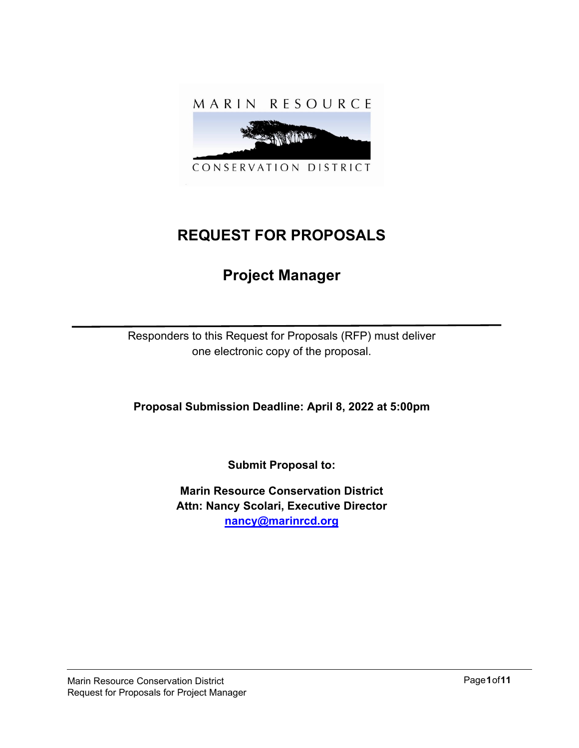MARIN RESOURCE

CONSERVATION DISTRICT

# REQUEST FOR PROPOSALS

## Project Manager

---

Responders to this Request for Proposals (RFP) must deliver one electronic copy of the proposal.

**Proposal Submission Deadline: April 8, 2022 at 5:00pm**

**Submit Proposal to:**

**Marin Resource Conservation District**
**Attn: Nancy Scolari, Executive Director**
**nancy@marinrcd.org**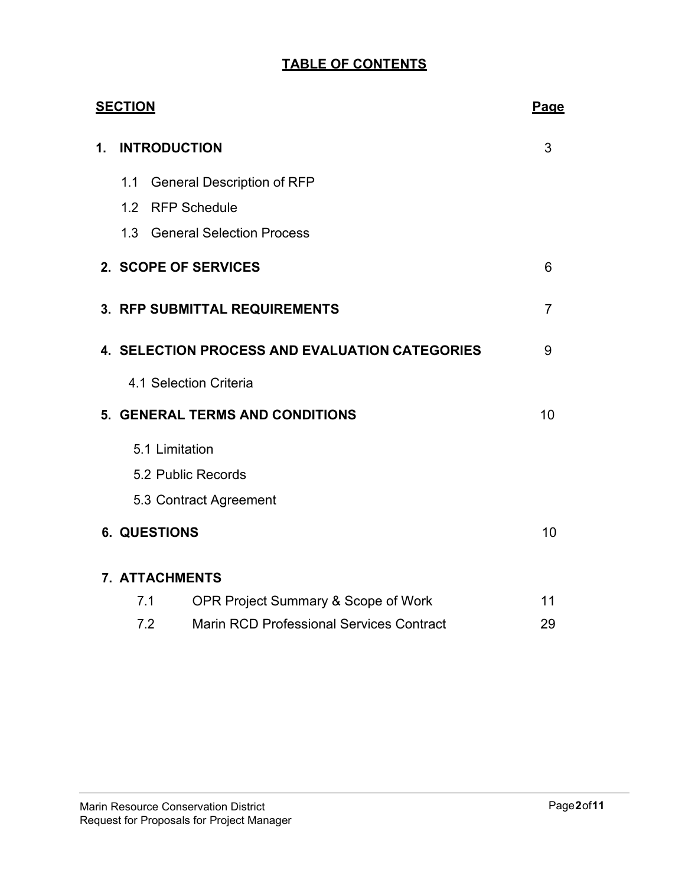# TABLE OF CONTENTS

| SECTION | Page |
|---|---|
| **1. INTRODUCTION** | 3 |
| 1.1 General Description of RFP | |
| 1.2 RFP Schedule | |
| 1.3 General Selection Process | |
| **2. SCOPE OF SERVICES** | 6 |
| **3. RFP SUBMITTAL REQUIREMENTS** | 7 |
| **4. SELECTION PROCESS AND EVALUATION CATEGORIES** | 9 |
| 4.1 Selection Criteria | |
| **5. GENERAL TERMS AND CONDITIONS** | 10 |
| 5.1 Limitation | |
| 5.2 Public Records | |
| 5.3 Contract Agreement | |
| **6. QUESTIONS** | 10 |
| **7. ATTACHMENTS** | |
| 7.1 OPR Project Summary & Scope of Work | 11 |
| 7.2 Marin RCD Professional Services Contract | 29 |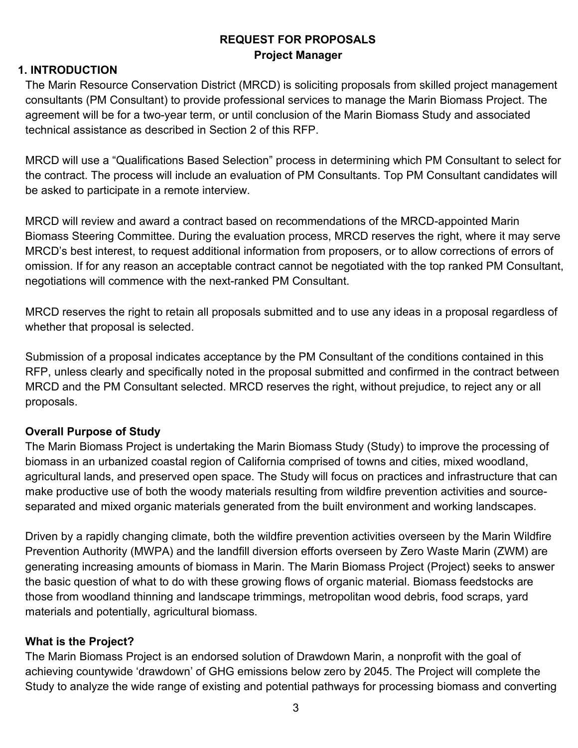# REQUEST FOR PROPOSALS
## Project Manager

## 1. INTRODUCTION

The Marin Resource Conservation District (MRCD) is soliciting proposals from skilled project management consultants (PM Consultant) to provide professional services to manage the Marin Biomass Project. The agreement will be for a two-year term, or until conclusion of the Marin Biomass Study and associated technical assistance as described in Section 2 of this RFP.

MRCD will use a "Qualifications Based Selection" process in determining which PM Consultant to select for the contract. The process will include an evaluation of PM Consultants. Top PM Consultant candidates will be asked to participate in a remote interview.

MRCD will review and award a contract based on recommendations of the MRCD-appointed Marin Biomass Steering Committee. During the evaluation process, MRCD reserves the right, where it may serve MRCD's best interest, to request additional information from proposers, or to allow corrections of errors of omission. If for any reason an acceptable contract cannot be negotiated with the top ranked PM Consultant, negotiations will commence with the next-ranked PM Consultant.

MRCD reserves the right to retain all proposals submitted and to use any ideas in a proposal regardless of whether that proposal is selected.

Submission of a proposal indicates acceptance by the PM Consultant of the conditions contained in this RFP, unless clearly and specifically noted in the proposal submitted and confirmed in the contract between MRCD and the PM Consultant selected. MRCD reserves the right, without prejudice, to reject any or all proposals.

**Overall Purpose of Study**

The Marin Biomass Project is undertaking the Marin Biomass Study (Study) to improve the processing of biomass in an urbanized coastal region of California comprised of towns and cities, mixed woodland, agricultural lands, and preserved open space. The Study will focus on practices and infrastructure that can make productive use of both the woody materials resulting from wildfire prevention activities and source-separated and mixed organic materials generated from the built environment and working landscapes.

Driven by a rapidly changing climate, both the wildfire prevention activities overseen by the Marin Wildfire Prevention Authority (MWPA) and the landfill diversion efforts overseen by Zero Waste Marin (ZWM) are generating increasing amounts of biomass in Marin. The Marin Biomass Project (Project) seeks to answer the basic question of what to do with these growing flows of organic material. Biomass feedstocks are those from woodland thinning and landscape trimmings, metropolitan wood debris, food scraps, yard materials and potentially, agricultural biomass.

**What is the Project?**

The Marin Biomass Project is an endorsed solution of Drawdown Marin, a nonprofit with the goal of achieving countywide 'drawdown' of GHG emissions below zero by 2045. The Project will complete the Study to analyze the wide range of existing and potential pathways for processing biomass and converting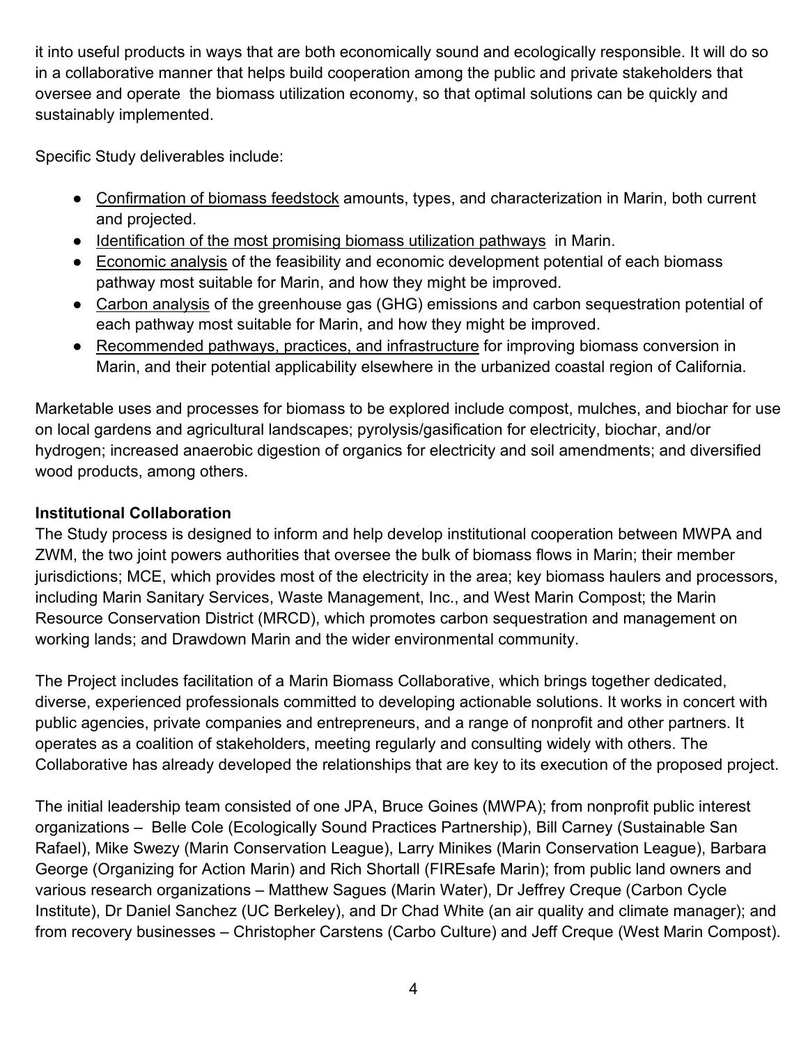it into useful products in ways that are both economically sound and ecologically responsible. It will do so in a collaborative manner that helps build cooperation among the public and private stakeholders that oversee and operate the biomass utilization economy, so that optimal solutions can be quickly and sustainably implemented.

Specific Study deliverables include:

- Confirmation of biomass feedstock amounts, types, and characterization in Marin, both current and projected.
- Identification of the most promising biomass utilization pathways in Marin.
- Economic analysis of the feasibility and economic development potential of each biomass pathway most suitable for Marin, and how they might be improved.
- Carbon analysis of the greenhouse gas (GHG) emissions and carbon sequestration potential of each pathway most suitable for Marin, and how they might be improved.
- Recommended pathways, practices, and infrastructure for improving biomass conversion in Marin, and their potential applicability elsewhere in the urbanized coastal region of California.

Marketable uses and processes for biomass to be explored include compost, mulches, and biochar for use on local gardens and agricultural landscapes; pyrolysis/gasification for electricity, biochar, and/or hydrogen; increased anaerobic digestion of organics for electricity and soil amendments; and diversified wood products, among others.

**Institutional Collaboration**

The Study process is designed to inform and help develop institutional cooperation between MWPA and ZWM, the two joint powers authorities that oversee the bulk of biomass flows in Marin; their member jurisdictions; MCE, which provides most of the electricity in the area; key biomass haulers and processors, including Marin Sanitary Services, Waste Management, Inc., and West Marin Compost; the Marin Resource Conservation District (MRCD), which promotes carbon sequestration and management on working lands; and Drawdown Marin and the wider environmental community.

The Project includes facilitation of a Marin Biomass Collaborative, which brings together dedicated, diverse, experienced professionals committed to developing actionable solutions. It works in concert with public agencies, private companies and entrepreneurs, and a range of nonprofit and other partners. It operates as a coalition of stakeholders, meeting regularly and consulting widely with others. The Collaborative has already developed the relationships that are key to its execution of the proposed project.

The initial leadership team consisted of one JPA, Bruce Goines (MWPA); from nonprofit public interest organizations – Belle Cole (Ecologically Sound Practices Partnership), Bill Carney (Sustainable San Rafael), Mike Swezy (Marin Conservation League), Larry Minikes (Marin Conservation League), Barbara George (Organizing for Action Marin) and Rich Shortall (FIREsafe Marin); from public land owners and various research organizations – Matthew Sagues (Marin Water), Dr Jeffrey Creque (Carbon Cycle Institute), Dr Daniel Sanchez (UC Berkeley), and Dr Chad White (an air quality and climate manager); and from recovery businesses – Christopher Carstens (Carbo Culture) and Jeff Creque (West Marin Compost).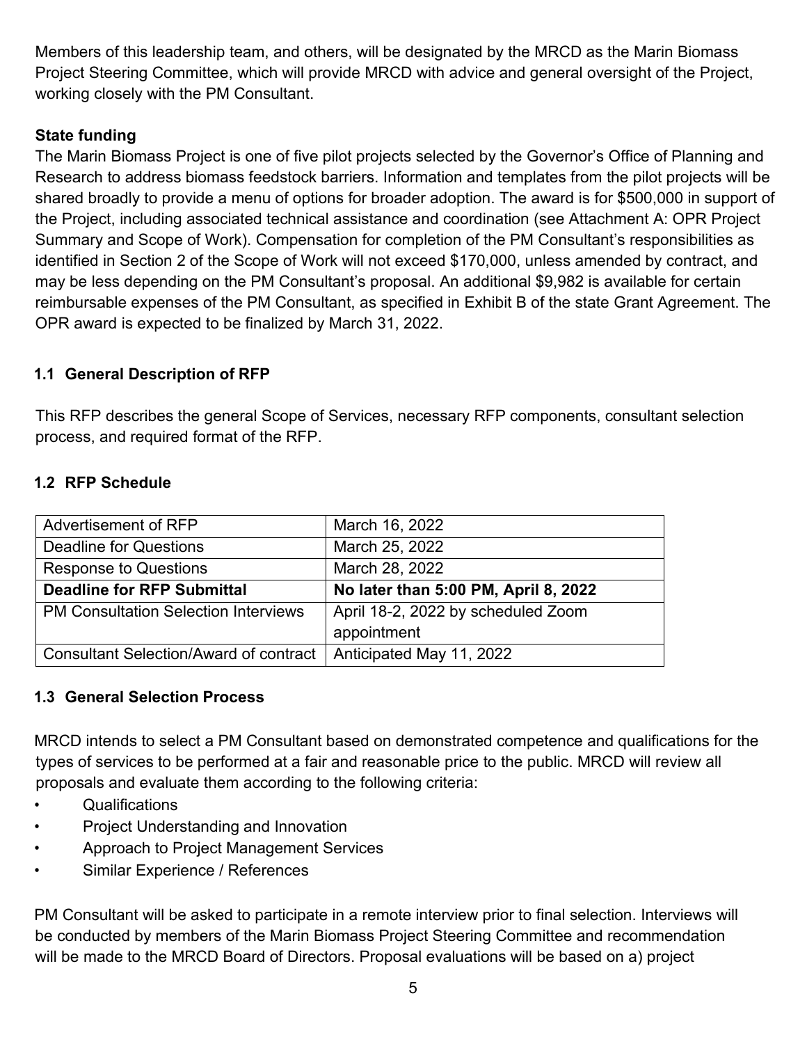Members of this leadership team, and others, will be designated by the MRCD as the Marin Biomass Project Steering Committee, which will provide MRCD with advice and general oversight of the Project, working closely with the PM Consultant.

**State funding**

The Marin Biomass Project is one of five pilot projects selected by the Governor's Office of Planning and Research to address biomass feedstock barriers. Information and templates from the pilot projects will be shared broadly to provide a menu of options for broader adoption. The award is for $500,000 in support of the Project, including associated technical assistance and coordination (see Attachment A: OPR Project Summary and Scope of Work). Compensation for completion of the PM Consultant's responsibilities as identified in Section 2 of the Scope of Work will not exceed $170,000, unless amended by contract, and may be less depending on the PM Consultant's proposal. An additional $9,982 is available for certain reimbursable expenses of the PM Consultant, as specified in Exhibit B of the state Grant Agreement. The OPR award is expected to be finalized by March 31, 2022.

### 1.1 General Description of RFP

This RFP describes the general Scope of Services, necessary RFP components, consultant selection process, and required format of the RFP.

### 1.2 RFP Schedule

| | |
|---|---|
| Advertisement of RFP | March 16, 2022 |
| Deadline for Questions | March 25, 2022 |
| Response to Questions | March 28, 2022 |
| **Deadline for RFP Submittal** | **No later than 5:00 PM, April 8, 2022** |
| PM Consultation Selection Interviews | April 18-2, 2022 by scheduled Zoom appointment |
| Consultant Selection/Award of contract | Anticipated May 11, 2022 |

### 1.3 General Selection Process

MRCD intends to select a PM Consultant based on demonstrated competence and qualifications for the types of services to be performed at a fair and reasonable price to the public. MRCD will review all proposals and evaluate them according to the following criteria:

- Qualifications
- Project Understanding and Innovation
- Approach to Project Management Services
- Similar Experience / References

PM Consultant will be asked to participate in a remote interview prior to final selection. Interviews will be conducted by members of the Marin Biomass Project Steering Committee and recommendation will be made to the MRCD Board of Directors. Proposal evaluations will be based on a) project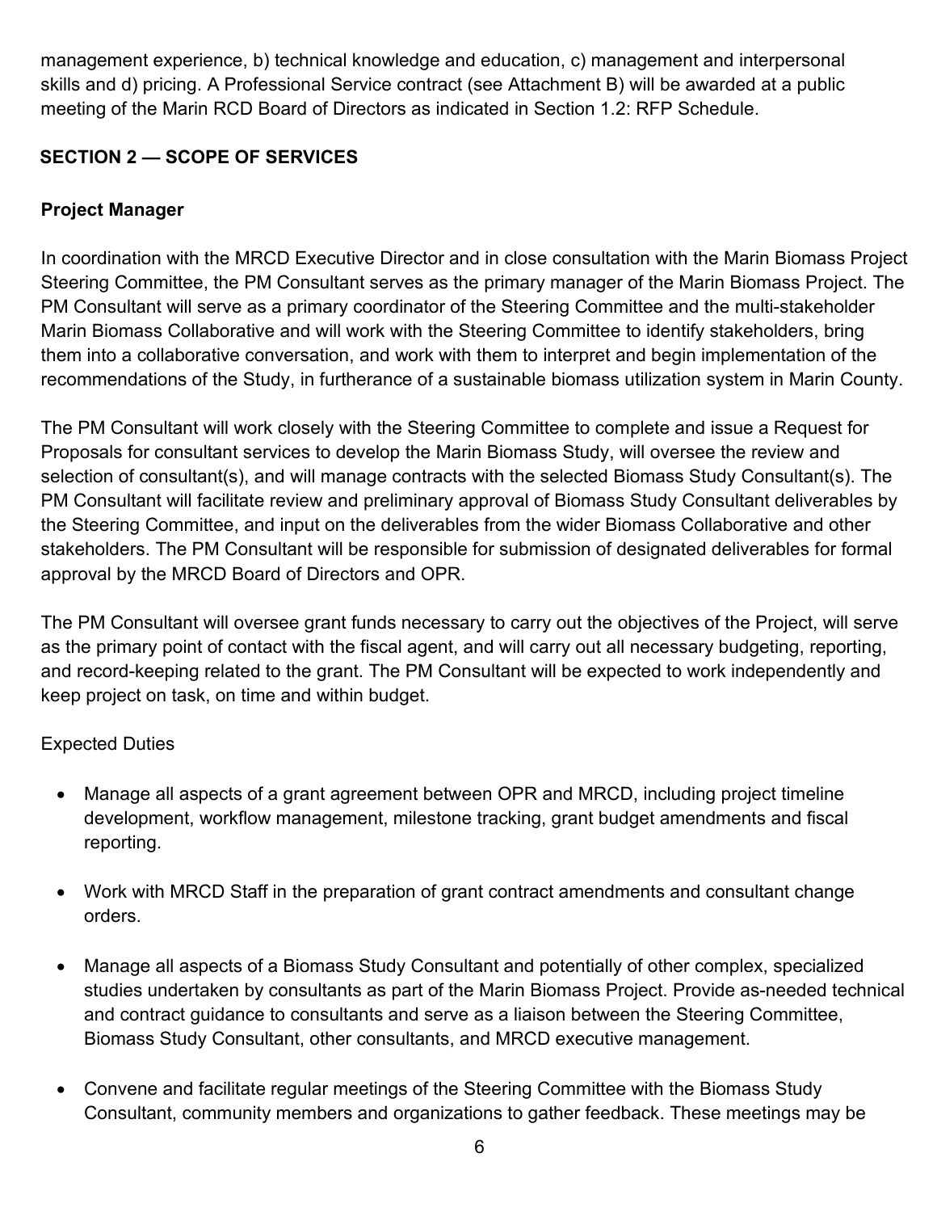management experience, b) technical knowledge and education, c) management and interpersonal skills and d) pricing. A Professional Service contract (see Attachment B) will be awarded at a public meeting of the Marin RCD Board of Directors as indicated in Section 1.2: RFP Schedule.

## SECTION 2 — SCOPE OF SERVICES

### Project Manager

In coordination with the MRCD Executive Director and in close consultation with the Marin Biomass Project Steering Committee, the PM Consultant serves as the primary manager of the Marin Biomass Project. The PM Consultant will serve as a primary coordinator of the Steering Committee and the multi-stakeholder Marin Biomass Collaborative and will work with the Steering Committee to identify stakeholders, bring them into a collaborative conversation, and work with them to interpret and begin implementation of the recommendations of the Study, in furtherance of a sustainable biomass utilization system in Marin County.

The PM Consultant will work closely with the Steering Committee to complete and issue a Request for Proposals for consultant services to develop the Marin Biomass Study, will oversee the review and selection of consultant(s), and will manage contracts with the selected Biomass Study Consultant(s). The PM Consultant will facilitate review and preliminary approval of Biomass Study Consultant deliverables by the Steering Committee, and input on the deliverables from the wider Biomass Collaborative and other stakeholders. The PM Consultant will be responsible for submission of designated deliverables for formal approval by the MRCD Board of Directors and OPR.

The PM Consultant will oversee grant funds necessary to carry out the objectives of the Project, will serve as the primary point of contact with the fiscal agent, and will carry out all necessary budgeting, reporting, and record-keeping related to the grant. The PM Consultant will be expected to work independently and keep project on task, on time and within budget.

Expected Duties

- Manage all aspects of a grant agreement between OPR and MRCD, including project timeline development, workflow management, milestone tracking, grant budget amendments and fiscal reporting.
- Work with MRCD Staff in the preparation of grant contract amendments and consultant change orders.
- Manage all aspects of a Biomass Study Consultant and potentially of other complex, specialized studies undertaken by consultants as part of the Marin Biomass Project. Provide as-needed technical and contract guidance to consultants and serve as a liaison between the Steering Committee, Biomass Study Consultant, other consultants, and MRCD executive management.
- Convene and facilitate regular meetings of the Steering Committee with the Biomass Study Consultant, community members and organizations to gather feedback. These meetings may be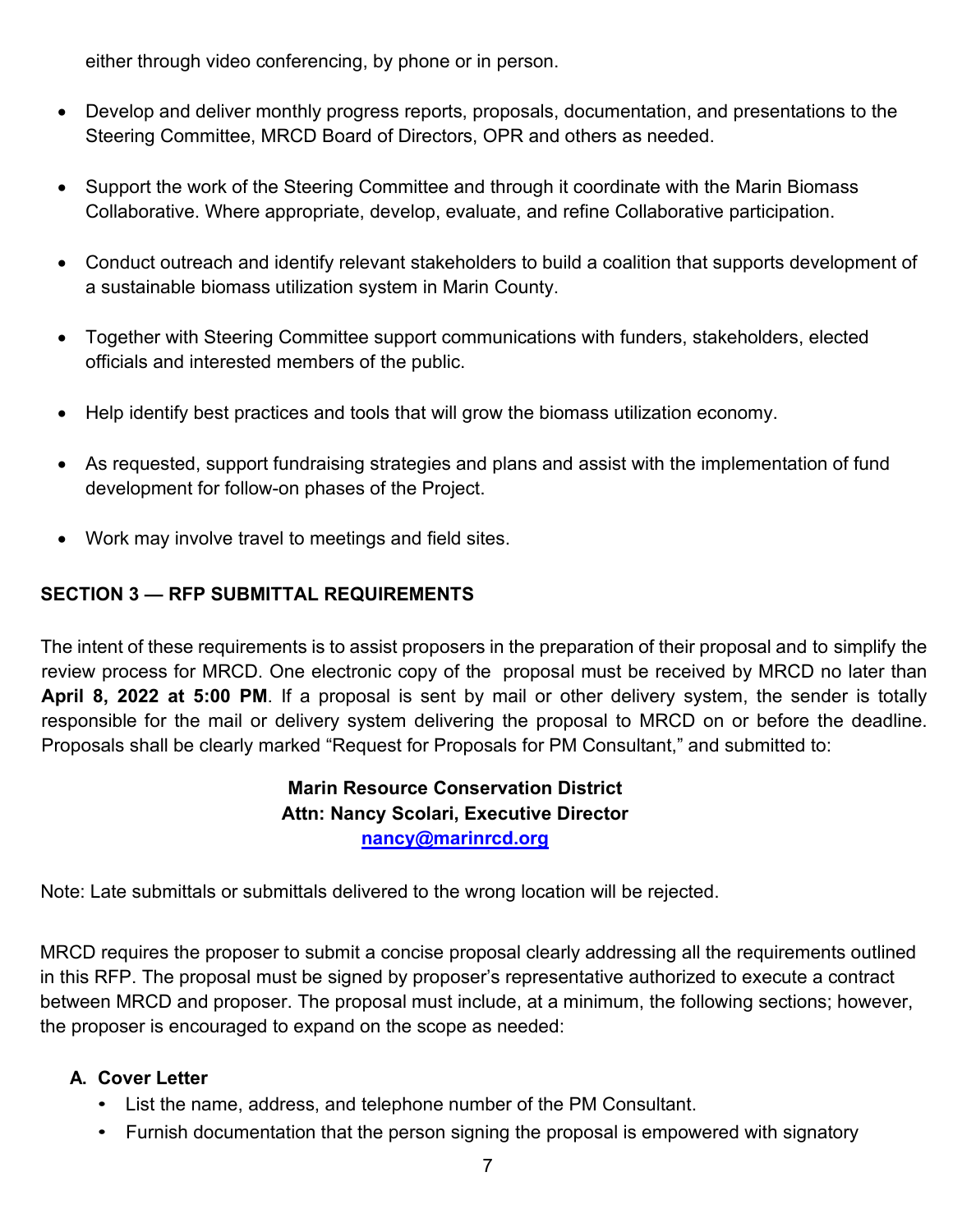either through video conferencing, by phone or in person.

- Develop and deliver monthly progress reports, proposals, documentation, and presentations to the Steering Committee, MRCD Board of Directors, OPR and others as needed.
- Support the work of the Steering Committee and through it coordinate with the Marin Biomass Collaborative. Where appropriate, develop, evaluate, and refine Collaborative participation.
- Conduct outreach and identify relevant stakeholders to build a coalition that supports development of a sustainable biomass utilization system in Marin County.
- Together with Steering Committee support communications with funders, stakeholders, elected officials and interested members of the public.
- Help identify best practices and tools that will grow the biomass utilization economy.
- As requested, support fundraising strategies and plans and assist with the implementation of fund development for follow-on phases of the Project.
- Work may involve travel to meetings and field sites.

## SECTION 3 — RFP SUBMITTAL REQUIREMENTS

The intent of these requirements is to assist proposers in the preparation of their proposal and to simplify the review process for MRCD. One electronic copy of the proposal must be received by MRCD no later than **April 8, 2022 at 5:00 PM**. If a proposal is sent by mail or other delivery system, the sender is totally responsible for the mail or delivery system delivering the proposal to MRCD on or before the deadline. Proposals shall be clearly marked "Request for Proposals for PM Consultant," and submitted to:

**Marin Resource Conservation District**
**Attn: Nancy Scolari, Executive Director**
**nancy@marinrcd.org**

Note: Late submittals or submittals delivered to the wrong location will be rejected.

MRCD requires the proposer to submit a concise proposal clearly addressing all the requirements outlined in this RFP. The proposal must be signed by proposer's representative authorized to execute a contract between MRCD and proposer. The proposal must include, at a minimum, the following sections; however, the proposer is encouraged to expand on the scope as needed:

### A. Cover Letter

- List the name, address, and telephone number of the PM Consultant.
- Furnish documentation that the person signing the proposal is empowered with signatory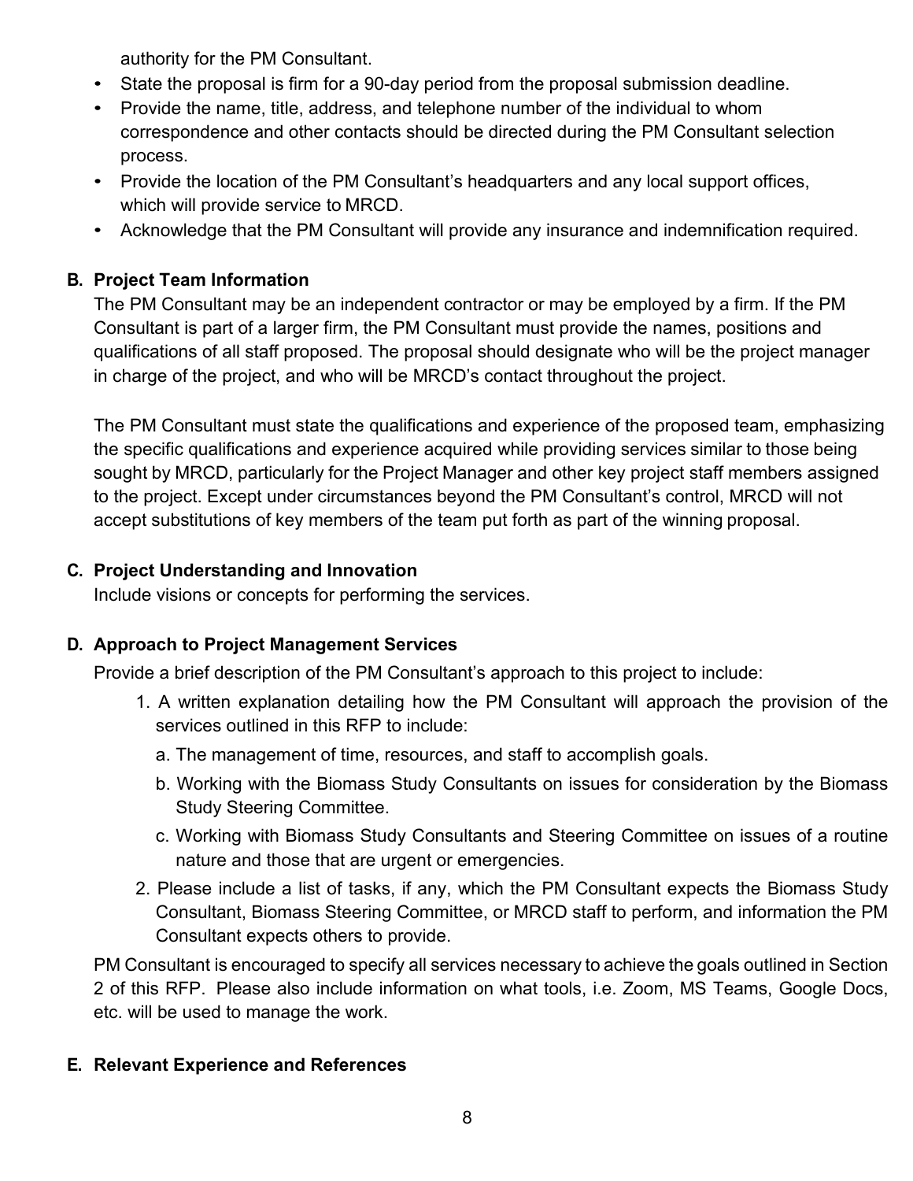authority for the PM Consultant.

- State the proposal is firm for a 90-day period from the proposal submission deadline.
- Provide the name, title, address, and telephone number of the individual to whom correspondence and other contacts should be directed during the PM Consultant selection process.
- Provide the location of the PM Consultant's headquarters and any local support offices, which will provide service to MRCD.
- Acknowledge that the PM Consultant will provide any insurance and indemnification required.

**B. Project Team Information**

The PM Consultant may be an independent contractor or may be employed by a firm. If the PM Consultant is part of a larger firm, the PM Consultant must provide the names, positions and qualifications of all staff proposed. The proposal should designate who will be the project manager in charge of the project, and who will be MRCD's contact throughout the project.

The PM Consultant must state the qualifications and experience of the proposed team, emphasizing the specific qualifications and experience acquired while providing services similar to those being sought by MRCD, particularly for the Project Manager and other key project staff members assigned to the project. Except under circumstances beyond the PM Consultant's control, MRCD will not accept substitutions of key members of the team put forth as part of the winning proposal.

**C. Project Understanding and Innovation**

Include visions or concepts for performing the services.

**D. Approach to Project Management Services**

Provide a brief description of the PM Consultant's approach to this project to include:

1. A written explanation detailing how the PM Consultant will approach the provision of the services outlined in this RFP to include:
   a. The management of time, resources, and staff to accomplish goals.
   b. Working with the Biomass Study Consultants on issues for consideration by the Biomass Study Steering Committee.
   c. Working with Biomass Study Consultants and Steering Committee on issues of a routine nature and those that are urgent or emergencies.
2. Please include a list of tasks, if any, which the PM Consultant expects the Biomass Study Consultant, Biomass Steering Committee, or MRCD staff to perform, and information the PM Consultant expects others to provide.

PM Consultant is encouraged to specify all services necessary to achieve the goals outlined in Section 2 of this RFP. Please also include information on what tools, i.e. Zoom, MS Teams, Google Docs, etc. will be used to manage the work.

**E. Relevant Experience and References**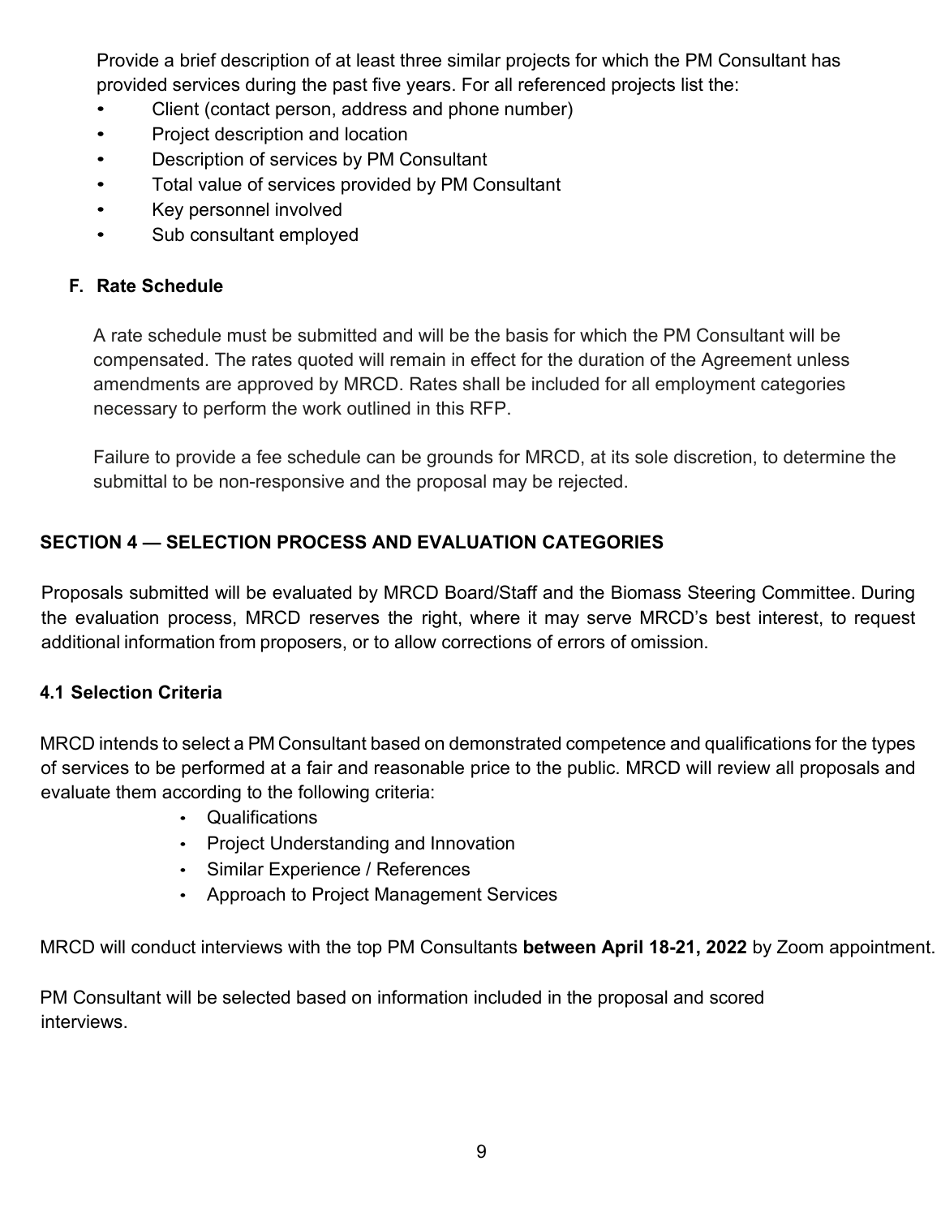Provide a brief description of at least three similar projects for which the PM Consultant has provided services during the past five years. For all referenced projects list the:

- Client (contact person, address and phone number)
- Project description and location
- Description of services by PM Consultant
- Total value of services provided by PM Consultant
- Key personnel involved
- Sub consultant employed

### F. Rate Schedule

A rate schedule must be submitted and will be the basis for which the PM Consultant will be compensated. The rates quoted will remain in effect for the duration of the Agreement unless amendments are approved by MRCD. Rates shall be included for all employment categories necessary to perform the work outlined in this RFP.

Failure to provide a fee schedule can be grounds for MRCD, at its sole discretion, to determine the submittal to be non-responsive and the proposal may be rejected.

## SECTION 4 — SELECTION PROCESS AND EVALUATION CATEGORIES

Proposals submitted will be evaluated by MRCD Board/Staff and the Biomass Steering Committee. During the evaluation process, MRCD reserves the right, where it may serve MRCD's best interest, to request additional information from proposers, or to allow corrections of errors of omission.

### 4.1 Selection Criteria

MRCD intends to select a PM Consultant based on demonstrated competence and qualifications for the types of services to be performed at a fair and reasonable price to the public. MRCD will review all proposals and evaluate them according to the following criteria:

- Qualifications
- Project Understanding and Innovation
- Similar Experience / References
- Approach to Project Management Services

MRCD will conduct interviews with the top PM Consultants **between April 18-21, 2022** by Zoom appointment.

PM Consultant will be selected based on information included in the proposal and scored interviews.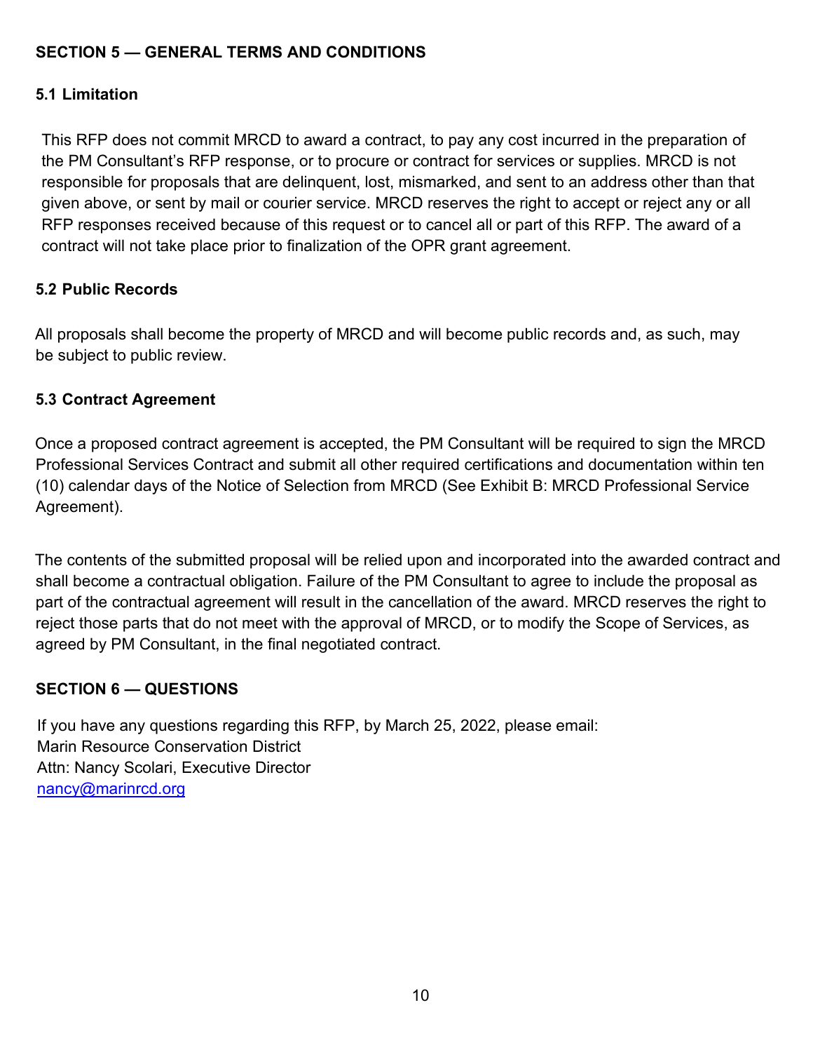## SECTION 5 — GENERAL TERMS AND CONDITIONS

### 5.1 Limitation

This RFP does not commit MRCD to award a contract, to pay any cost incurred in the preparation of the PM Consultant's RFP response, or to procure or contract for services or supplies. MRCD is not responsible for proposals that are delinquent, lost, mismarked, and sent to an address other than that given above, or sent by mail or courier service. MRCD reserves the right to accept or reject any or all RFP responses received because of this request or to cancel all or part of this RFP. The award of a contract will not take place prior to finalization of the OPR grant agreement.

### 5.2 Public Records

All proposals shall become the property of MRCD and will become public records and, as such, may be subject to public review.

### 5.3 Contract Agreement

Once a proposed contract agreement is accepted, the PM Consultant will be required to sign the MRCD Professional Services Contract and submit all other required certifications and documentation within ten (10) calendar days of the Notice of Selection from MRCD (See Exhibit B: MRCD Professional Service Agreement).

The contents of the submitted proposal will be relied upon and incorporated into the awarded contract and shall become a contractual obligation. Failure of the PM Consultant to agree to include the proposal as part of the contractual agreement will result in the cancellation of the award. MRCD reserves the right to reject those parts that do not meet with the approval of MRCD, or to modify the Scope of Services, as agreed by PM Consultant, in the final negotiated contract.

## SECTION 6 — QUESTIONS

If you have any questions regarding this RFP, by March 25, 2022, please email:
Marin Resource Conservation District
Attn: Nancy Scolari, Executive Director
nancy@marinrcd.org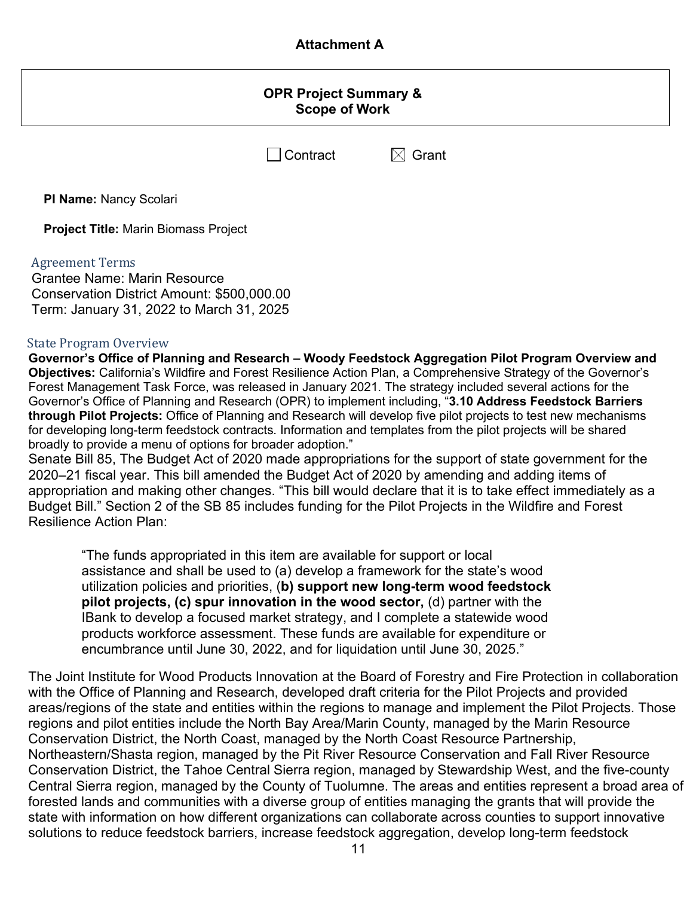**Attachment A**

**OPR Project Summary & Scope of Work**

☐ Contract ☒ Grant

**PI Name:** Nancy Scolari

**Project Title:** Marin Biomass Project

## Agreement Terms

Grantee Name: Marin Resource
Conservation District Amount: $500,000.00
Term: January 31, 2022 to March 31, 2025

## State Program Overview

**Governor's Office of Planning and Research – Woody Feedstock Aggregation Pilot Program Overview and Objectives:** California's Wildfire and Forest Resilience Action Plan, a Comprehensive Strategy of the Governor's Forest Management Task Force, was released in January 2021. The strategy included several actions for the Governor's Office of Planning and Research (OPR) to implement including, "**3.10 Address Feedstock Barriers through Pilot Projects:** Office of Planning and Research will develop five pilot projects to test new mechanisms for developing long-term feedstock contracts. Information and templates from the pilot projects will be shared broadly to provide a menu of options for broader adoption."

Senate Bill 85, The Budget Act of 2020 made appropriations for the support of state government for the 2020–21 fiscal year. This bill amended the Budget Act of 2020 by amending and adding items of appropriation and making other changes. "This bill would declare that it is to take effect immediately as a Budget Bill." Section 2 of the SB 85 includes funding for the Pilot Projects in the Wildfire and Forest Resilience Action Plan:

> "The funds appropriated in this item are available for support or local assistance and shall be used to (a) develop a framework for the state's wood utilization policies and priorities, (**b) support new long-term wood feedstock pilot projects, (c) spur innovation in the wood sector,** (d) partner with the IBank to develop a focused market strategy, and I complete a statewide wood products workforce assessment. These funds are available for expenditure or encumbrance until June 30, 2022, and for liquidation until June 30, 2025."

The Joint Institute for Wood Products Innovation at the Board of Forestry and Fire Protection in collaboration with the Office of Planning and Research, developed draft criteria for the Pilot Projects and provided areas/regions of the state and entities within the regions to manage and implement the Pilot Projects. Those regions and pilot entities include the North Bay Area/Marin County, managed by the Marin Resource Conservation District, the North Coast, managed by the North Coast Resource Partnership, Northeastern/Shasta region, managed by the Pit River Resource Conservation and Fall River Resource Conservation District, the Tahoe Central Sierra region, managed by Stewardship West, and the five-county Central Sierra region, managed by the County of Tuolumne. The areas and entities represent a broad area of forested lands and communities with a diverse group of entities managing the grants that will provide the state with information on how different organizations can collaborate across counties to support innovative solutions to reduce feedstock barriers, increase feedstock aggregation, develop long-term feedstock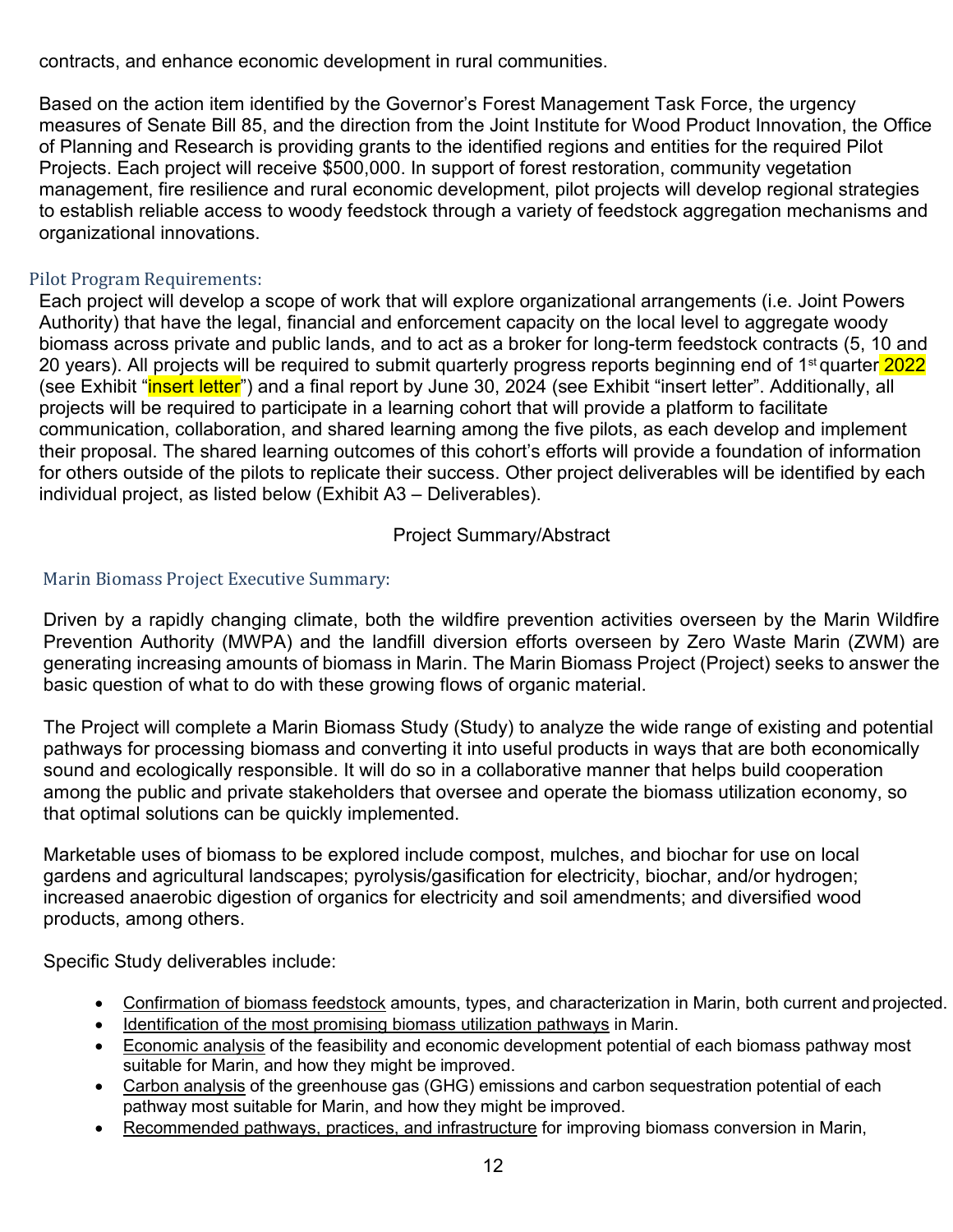contracts, and enhance economic development in rural communities.

Based on the action item identified by the Governor's Forest Management Task Force, the urgency measures of Senate Bill 85, and the direction from the Joint Institute for Wood Product Innovation, the Office of Planning and Research is providing grants to the identified regions and entities for the required Pilot Projects. Each project will receive $500,000. In support of forest restoration, community vegetation management, fire resilience and rural economic development, pilot projects will develop regional strategies to establish reliable access to woody feedstock through a variety of feedstock aggregation mechanisms and organizational innovations.

## Pilot Program Requirements:

Each project will develop a scope of work that will explore organizational arrangements (i.e. Joint Powers Authority) that have the legal, financial and enforcement capacity on the local level to aggregate woody biomass across private and public lands, and to act as a broker for long-term feedstock contracts (5, 10 and 20 years). All projects will be required to submit quarterly progress reports beginning end of 1st quarter 2022 (see Exhibit "insert letter") and a final report by June 30, 2024 (see Exhibit "insert letter". Additionally, all projects will be required to participate in a learning cohort that will provide a platform to facilitate communication, collaboration, and shared learning among the five pilots, as each develop and implement their proposal. The shared learning outcomes of this cohort's efforts will provide a foundation of information for others outside of the pilots to replicate their success. Other project deliverables will be identified by each individual project, as listed below (Exhibit A3 – Deliverables).

Project Summary/Abstract

## Marin Biomass Project Executive Summary:

Driven by a rapidly changing climate, both the wildfire prevention activities overseen by the Marin Wildfire Prevention Authority (MWPA) and the landfill diversion efforts overseen by Zero Waste Marin (ZWM) are generating increasing amounts of biomass in Marin. The Marin Biomass Project (Project) seeks to answer the basic question of what to do with these growing flows of organic material.

The Project will complete a Marin Biomass Study (Study) to analyze the wide range of existing and potential pathways for processing biomass and converting it into useful products in ways that are both economically sound and ecologically responsible. It will do so in a collaborative manner that helps build cooperation among the public and private stakeholders that oversee and operate the biomass utilization economy, so that optimal solutions can be quickly implemented.

Marketable uses of biomass to be explored include compost, mulches, and biochar for use on local gardens and agricultural landscapes; pyrolysis/gasification for electricity, biochar, and/or hydrogen; increased anaerobic digestion of organics for electricity and soil amendments; and diversified wood products, among others.

Specific Study deliverables include:

- Confirmation of biomass feedstock amounts, types, and characterization in Marin, both current and projected.
- Identification of the most promising biomass utilization pathways in Marin.
- Economic analysis of the feasibility and economic development potential of each biomass pathway most suitable for Marin, and how they might be improved.
- Carbon analysis of the greenhouse gas (GHG) emissions and carbon sequestration potential of each pathway most suitable for Marin, and how they might be improved.
- Recommended pathways, practices, and infrastructure for improving biomass conversion in Marin,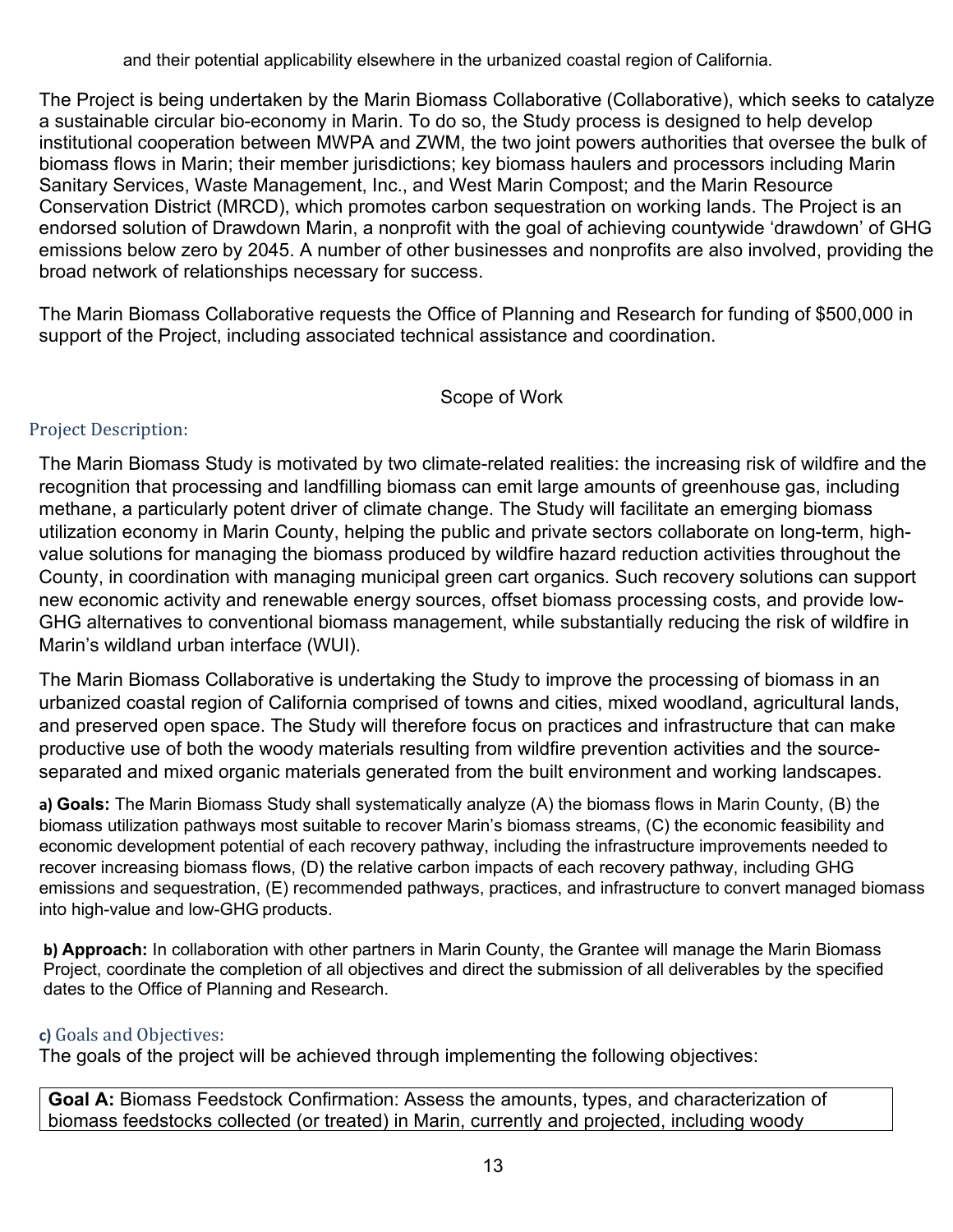and their potential applicability elsewhere in the urbanized coastal region of California.

The Project is being undertaken by the Marin Biomass Collaborative (Collaborative), which seeks to catalyze a sustainable circular bio-economy in Marin. To do so, the Study process is designed to help develop institutional cooperation between MWPA and ZWM, the two joint powers authorities that oversee the bulk of biomass flows in Marin; their member jurisdictions; key biomass haulers and processors including Marin Sanitary Services, Waste Management, Inc., and West Marin Compost; and the Marin Resource Conservation District (MRCD), which promotes carbon sequestration on working lands. The Project is an endorsed solution of Drawdown Marin, a nonprofit with the goal of achieving countywide 'drawdown' of GHG emissions below zero by 2045. A number of other businesses and nonprofits are also involved, providing the broad network of relationships necessary for success.

The Marin Biomass Collaborative requests the Office of Planning and Research for funding of $500,000 in support of the Project, including associated technical assistance and coordination.

## Scope of Work

### Project Description:

The Marin Biomass Study is motivated by two climate-related realities: the increasing risk of wildfire and the recognition that processing and landfilling biomass can emit large amounts of greenhouse gas, including methane, a particularly potent driver of climate change. The Study will facilitate an emerging biomass utilization economy in Marin County, helping the public and private sectors collaborate on long-term, high-value solutions for managing the biomass produced by wildfire hazard reduction activities throughout the County, in coordination with managing municipal green cart organics. Such recovery solutions can support new economic activity and renewable energy sources, offset biomass processing costs, and provide low-GHG alternatives to conventional biomass management, while substantially reducing the risk of wildfire in Marin's wildland urban interface (WUI).

The Marin Biomass Collaborative is undertaking the Study to improve the processing of biomass in an urbanized coastal region of California comprised of towns and cities, mixed woodland, agricultural lands, and preserved open space. The Study will therefore focus on practices and infrastructure that can make productive use of both the woody materials resulting from wildfire prevention activities and the source-separated and mixed organic materials generated from the built environment and working landscapes.

**a) Goals:** The Marin Biomass Study shall systematically analyze (A) the biomass flows in Marin County, (B) the biomass utilization pathways most suitable to recover Marin's biomass streams, (C) the economic feasibility and economic development potential of each recovery pathway, including the infrastructure improvements needed to recover increasing biomass flows, (D) the relative carbon impacts of each recovery pathway, including GHG emissions and sequestration, (E) recommended pathways, practices, and infrastructure to convert managed biomass into high-value and low-GHG products.

**b) Approach:** In collaboration with other partners in Marin County, the Grantee will manage the Marin Biomass Project, coordinate the completion of all objectives and direct the submission of all deliverables by the specified dates to the Office of Planning and Research.

### c) Goals and Objectives:

The goals of the project will be achieved through implementing the following objectives:

**Goal A:** Biomass Feedstock Confirmation: Assess the amounts, types, and characterization of biomass feedstocks collected (or treated) in Marin, currently and projected, including woody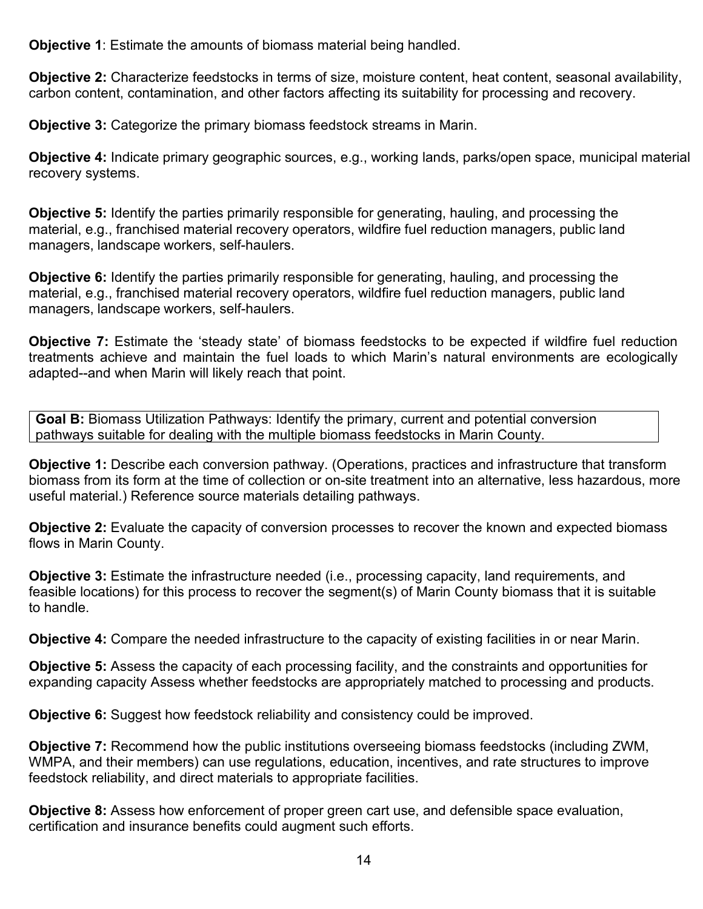**Objective 1**: Estimate the amounts of biomass material being handled.

**Objective 2:** Characterize feedstocks in terms of size, moisture content, heat content, seasonal availability, carbon content, contamination, and other factors affecting its suitability for processing and recovery.

**Objective 3:** Categorize the primary biomass feedstock streams in Marin.

**Objective 4:** Indicate primary geographic sources, e.g., working lands, parks/open space, municipal material recovery systems.

**Objective 5:** Identify the parties primarily responsible for generating, hauling, and processing the material, e.g., franchised material recovery operators, wildfire fuel reduction managers, public land managers, landscape workers, self-haulers.

**Objective 6:** Identify the parties primarily responsible for generating, hauling, and processing the material, e.g., franchised material recovery operators, wildfire fuel reduction managers, public land managers, landscape workers, self-haulers.

**Objective 7:** Estimate the 'steady state' of biomass feedstocks to be expected if wildfire fuel reduction treatments achieve and maintain the fuel loads to which Marin's natural environments are ecologically adapted--and when Marin will likely reach that point.

**Goal B:** Biomass Utilization Pathways: Identify the primary, current and potential conversion pathways suitable for dealing with the multiple biomass feedstocks in Marin County.

**Objective 1:** Describe each conversion pathway. (Operations, practices and infrastructure that transform biomass from its form at the time of collection or on-site treatment into an alternative, less hazardous, more useful material.) Reference source materials detailing pathways.

**Objective 2:** Evaluate the capacity of conversion processes to recover the known and expected biomass flows in Marin County.

**Objective 3:** Estimate the infrastructure needed (i.e., processing capacity, land requirements, and feasible locations) for this process to recover the segment(s) of Marin County biomass that it is suitable to handle.

**Objective 4:** Compare the needed infrastructure to the capacity of existing facilities in or near Marin.

**Objective 5:** Assess the capacity of each processing facility, and the constraints and opportunities for expanding capacity Assess whether feedstocks are appropriately matched to processing and products.

**Objective 6:** Suggest how feedstock reliability and consistency could be improved.

**Objective 7:** Recommend how the public institutions overseeing biomass feedstocks (including ZWM, WMPA, and their members) can use regulations, education, incentives, and rate structures to improve feedstock reliability, and direct materials to appropriate facilities.

**Objective 8:** Assess how enforcement of proper green cart use, and defensible space evaluation, certification and insurance benefits could augment such efforts.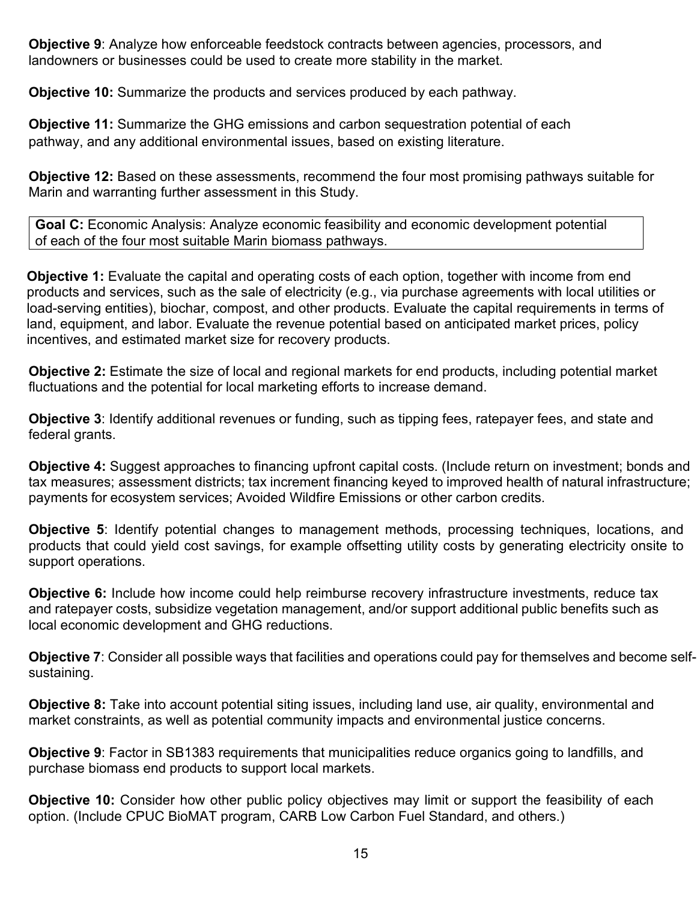**Objective 9**: Analyze how enforceable feedstock contracts between agencies, processors, and landowners or businesses could be used to create more stability in the market.

**Objective 10:** Summarize the products and services produced by each pathway.

**Objective 11:** Summarize the GHG emissions and carbon sequestration potential of each pathway, and any additional environmental issues, based on existing literature.

**Objective 12:** Based on these assessments, recommend the four most promising pathways suitable for Marin and warranting further assessment in this Study.

**Goal C:** Economic Analysis: Analyze economic feasibility and economic development potential of each of the four most suitable Marin biomass pathways.

**Objective 1:** Evaluate the capital and operating costs of each option, together with income from end products and services, such as the sale of electricity (e.g., via purchase agreements with local utilities or load-serving entities), biochar, compost, and other products. Evaluate the capital requirements in terms of land, equipment, and labor. Evaluate the revenue potential based on anticipated market prices, policy incentives, and estimated market size for recovery products.

**Objective 2:** Estimate the size of local and regional markets for end products, including potential market fluctuations and the potential for local marketing efforts to increase demand.

**Objective 3**: Identify additional revenues or funding, such as tipping fees, ratepayer fees, and state and federal grants.

**Objective 4:** Suggest approaches to financing upfront capital costs. (Include return on investment; bonds and tax measures; assessment districts; tax increment financing keyed to improved health of natural infrastructure; payments for ecosystem services; Avoided Wildfire Emissions or other carbon credits.

**Objective 5**: Identify potential changes to management methods, processing techniques, locations, and products that could yield cost savings, for example offsetting utility costs by generating electricity onsite to support operations.

**Objective 6:** Include how income could help reimburse recovery infrastructure investments, reduce tax and ratepayer costs, subsidize vegetation management, and/or support additional public benefits such as local economic development and GHG reductions.

**Objective 7**: Consider all possible ways that facilities and operations could pay for themselves and become self-sustaining.

**Objective 8:** Take into account potential siting issues, including land use, air quality, environmental and market constraints, as well as potential community impacts and environmental justice concerns.

**Objective 9**: Factor in SB1383 requirements that municipalities reduce organics going to landfills, and purchase biomass end products to support local markets.

**Objective 10:** Consider how other public policy objectives may limit or support the feasibility of each option. (Include CPUC BioMAT program, CARB Low Carbon Fuel Standard, and others.)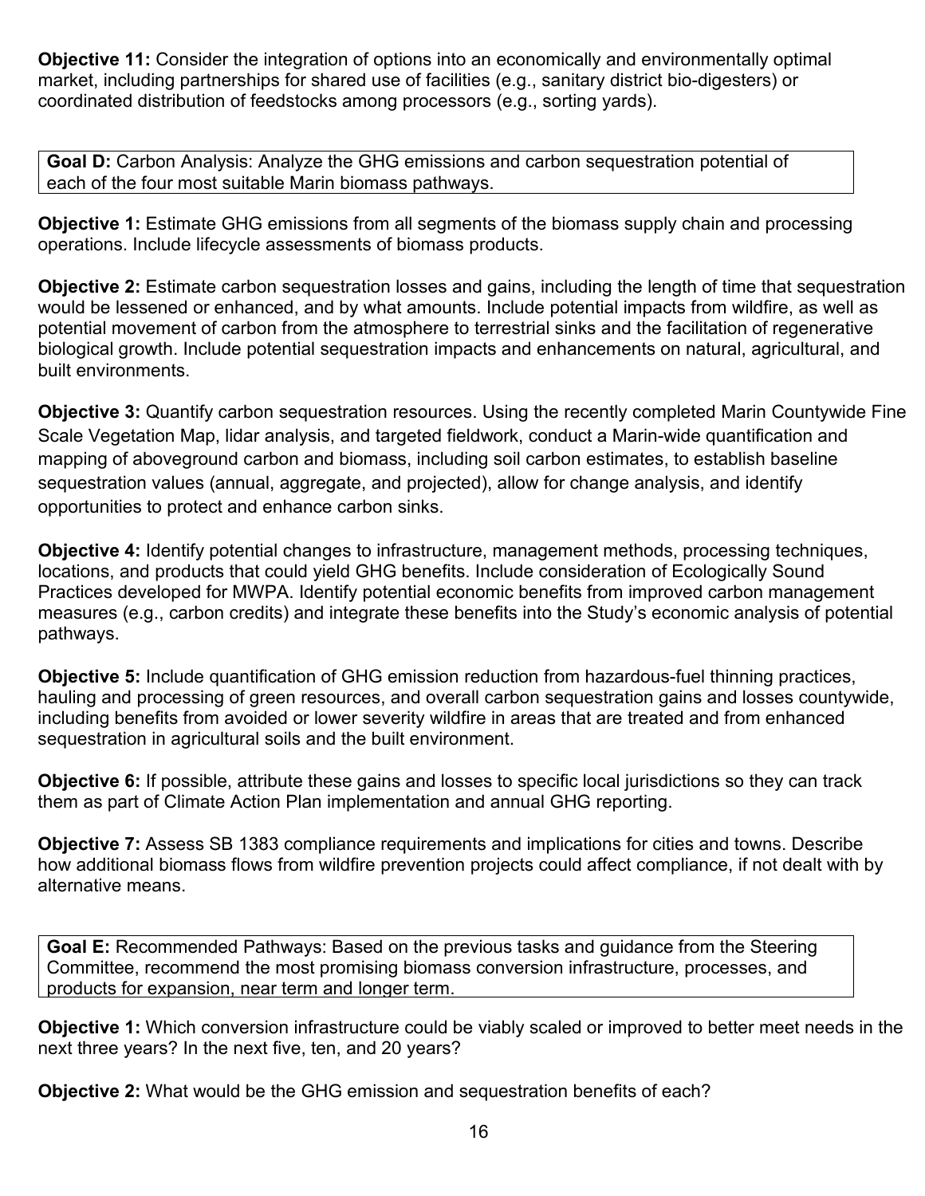**Objective 11:** Consider the integration of options into an economically and environmentally optimal market, including partnerships for shared use of facilities (e.g., sanitary district bio-digesters) or coordinated distribution of feedstocks among processors (e.g., sorting yards).

**Goal D:** Carbon Analysis: Analyze the GHG emissions and carbon sequestration potential of each of the four most suitable Marin biomass pathways.

**Objective 1:** Estimate GHG emissions from all segments of the biomass supply chain and processing operations. Include lifecycle assessments of biomass products.

**Objective 2:** Estimate carbon sequestration losses and gains, including the length of time that sequestration would be lessened or enhanced, and by what amounts. Include potential impacts from wildfire, as well as potential movement of carbon from the atmosphere to terrestrial sinks and the facilitation of regenerative biological growth. Include potential sequestration impacts and enhancements on natural, agricultural, and built environments.

**Objective 3:** Quantify carbon sequestration resources. Using the recently completed Marin Countywide Fine Scale Vegetation Map, lidar analysis, and targeted fieldwork, conduct a Marin-wide quantification and mapping of aboveground carbon and biomass, including soil carbon estimates, to establish baseline sequestration values (annual, aggregate, and projected), allow for change analysis, and identify opportunities to protect and enhance carbon sinks.

**Objective 4:** Identify potential changes to infrastructure, management methods, processing techniques, locations, and products that could yield GHG benefits. Include consideration of Ecologically Sound Practices developed for MWPA. Identify potential economic benefits from improved carbon management measures (e.g., carbon credits) and integrate these benefits into the Study's economic analysis of potential pathways.

**Objective 5:** Include quantification of GHG emission reduction from hazardous-fuel thinning practices, hauling and processing of green resources, and overall carbon sequestration gains and losses countywide, including benefits from avoided or lower severity wildfire in areas that are treated and from enhanced sequestration in agricultural soils and the built environment.

**Objective 6:** If possible, attribute these gains and losses to specific local jurisdictions so they can track them as part of Climate Action Plan implementation and annual GHG reporting.

**Objective 7:** Assess SB 1383 compliance requirements and implications for cities and towns. Describe how additional biomass flows from wildfire prevention projects could affect compliance, if not dealt with by alternative means.

**Goal E:** Recommended Pathways: Based on the previous tasks and guidance from the Steering Committee, recommend the most promising biomass conversion infrastructure, processes, and products for expansion, near term and longer term.

**Objective 1:** Which conversion infrastructure could be viably scaled or improved to better meet needs in the next three years? In the next five, ten, and 20 years?

**Objective 2:** What would be the GHG emission and sequestration benefits of each?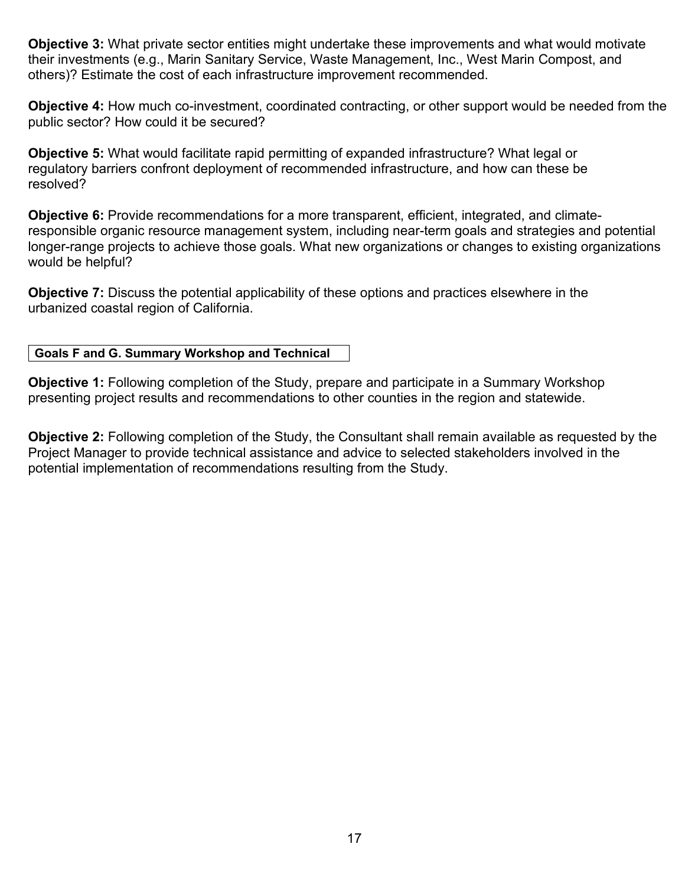**Objective 3:** What private sector entities might undertake these improvements and what would motivate their investments (e.g., Marin Sanitary Service, Waste Management, Inc., West Marin Compost, and others)? Estimate the cost of each infrastructure improvement recommended.

**Objective 4:** How much co-investment, coordinated contracting, or other support would be needed from the public sector? How could it be secured?

**Objective 5:** What would facilitate rapid permitting of expanded infrastructure? What legal or regulatory barriers confront deployment of recommended infrastructure, and how can these be resolved?

**Objective 6:** Provide recommendations for a more transparent, efficient, integrated, and climate-responsible organic resource management system, including near-term goals and strategies and potential longer-range projects to achieve those goals. What new organizations or changes to existing organizations would be helpful?

**Objective 7:** Discuss the potential applicability of these options and practices elsewhere in the urbanized coastal region of California.

**Goals F and G. Summary Workshop and Technical**

**Objective 1:** Following completion of the Study, prepare and participate in a Summary Workshop presenting project results and recommendations to other counties in the region and statewide.

**Objective 2:** Following completion of the Study, the Consultant shall remain available as requested by the Project Manager to provide technical assistance and advice to selected stakeholders involved in the potential implementation of recommendations resulting from the Study.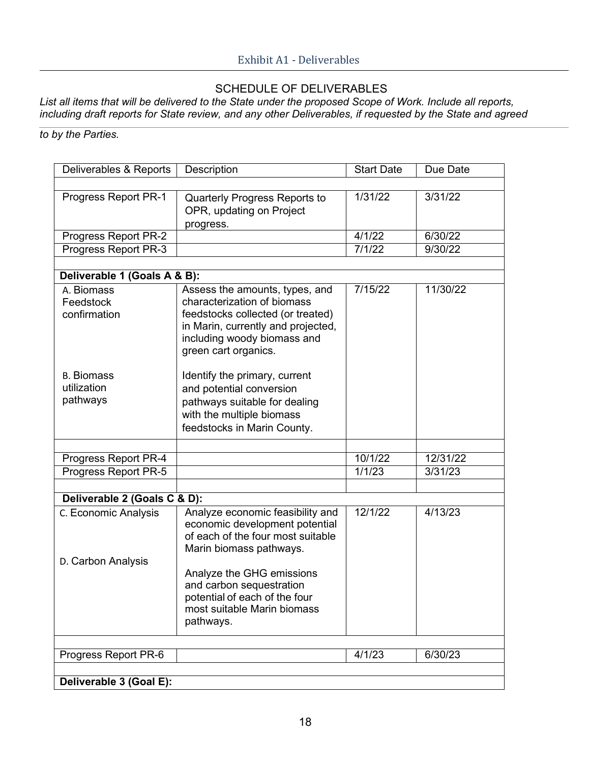## Exhibit A1 - Deliverables

### SCHEDULE OF DELIVERABLES

*List all items that will be delivered to the State under the proposed Scope of Work. Include all reports, including draft reports for State review, and any other Deliverables, if requested by the State and agreed to by the Parties.*

| Deliverables & Reports | Description | Start Date | Due Date |
|---|---|---|---|
| | | | |
| Progress Report PR-1 | Quarterly Progress Reports to OPR, updating on Project progress. | 1/31/22 | 3/31/22 |
| Progress Report PR-2 | | 4/1/22 | 6/30/22 |
| Progress Report PR-3 | | 7/1/22 | 9/30/22 |
| | | | |
| **Deliverable 1 (Goals A & B):** | | | |
| A. Biomass Feedstock confirmation<br><br>B. Biomass utilization pathways | Assess the amounts, types, and characterization of biomass feedstocks collected (or treated) in Marin, currently and projected, including woody biomass and green cart organics.<br><br>Identify the primary, current and potential conversion pathways suitable for dealing with the multiple biomass feedstocks in Marin County. | 7/15/22 | 11/30/22 |
| | | | |
| Progress Report PR-4 | | 10/1/22 | 12/31/22 |
| Progress Report PR-5 | | 1/1/23 | 3/31/23 |
| | | | |
| **Deliverable 2 (Goals C & D):** | | | |
| C. Economic Analysis<br><br>D. Carbon Analysis | Analyze economic feasibility and economic development potential of each of the four most suitable Marin biomass pathways.<br><br>Analyze the GHG emissions and carbon sequestration potential of each of the four most suitable Marin biomass pathways. | 12/1/22 | 4/13/23 |
| | | | |
| Progress Report PR-6 | | 4/1/23 | 6/30/23 |
| | | | |
| **Deliverable 3 (Goal E):** | | | |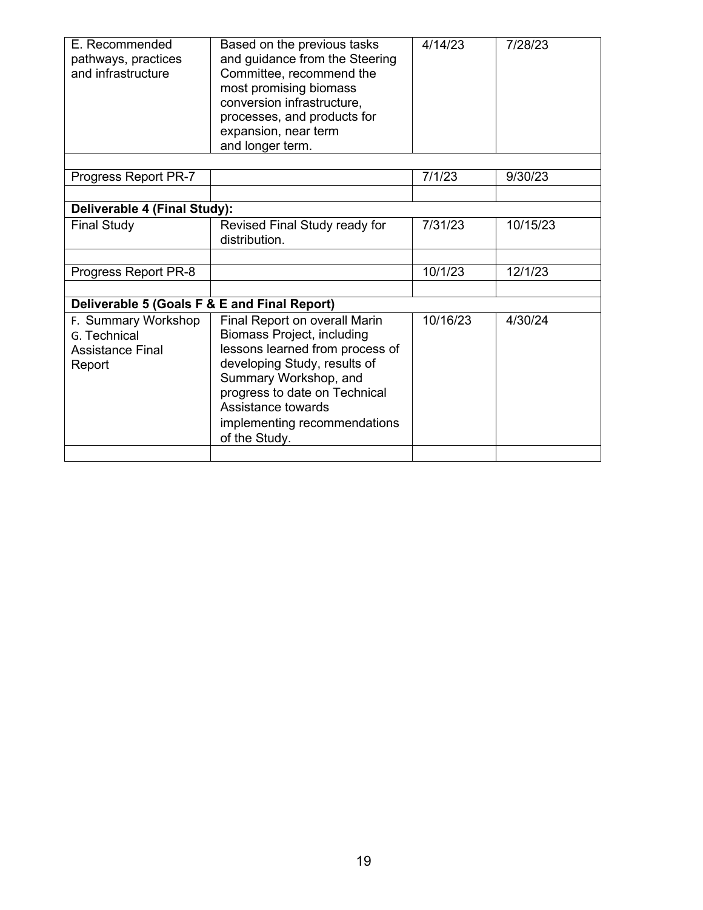| | | | |
|---|---|---|---|
| E. Recommended pathways, practices and infrastructure | Based on the previous tasks and guidance from the Steering Committee, recommend the most promising biomass conversion infrastructure, processes, and products for expansion, near term and longer term. | 4/14/23 | 7/28/23 |
| | | | |
| Progress Report PR-7 | | 7/1/23 | 9/30/23 |
| | | | |
| **Deliverable 4 (Final Study):** | | | |
| Final Study | Revised Final Study ready for distribution. | 7/31/23 | 10/15/23 |
| | | | |
| Progress Report PR-8 | | 10/1/23 | 12/1/23 |
| | | | |
| **Deliverable 5 (Goals F & E and Final Report)** | | | |
| F. Summary Workshop<br>G. Technical Assistance Final Report | Final Report on overall Marin Biomass Project, including lessons learned from process of developing Study, results of Summary Workshop, and progress to date on Technical Assistance towards implementing recommendations of the Study. | 10/16/23 | 4/30/24 |
| | | | |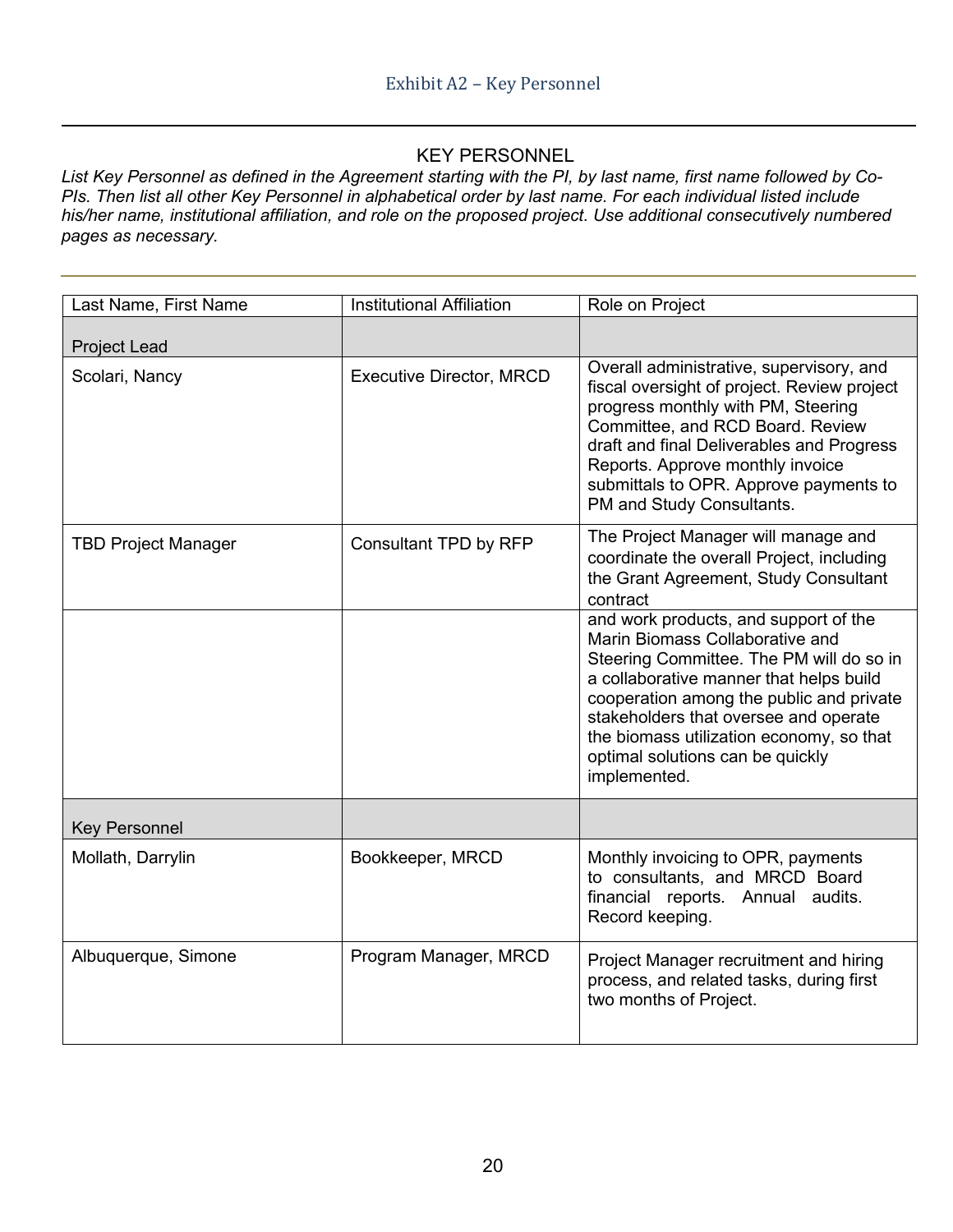Exhibit A2 – Key Personnel

## KEY PERSONNEL

*List Key Personnel as defined in the Agreement starting with the PI, by last name, first name followed by Co-PIs. Then list all other Key Personnel in alphabetical order by last name. For each individual listed include his/her name, institutional affiliation, and role on the proposed project. Use additional consecutively numbered pages as necessary.*

| Last Name, First Name | Institutional Affiliation | Role on Project |
|---|---|---|
| Project Lead | | |
| Scolari, Nancy | Executive Director, MRCD | Overall administrative, supervisory, and fiscal oversight of project. Review project progress monthly with PM, Steering Committee, and RCD Board. Review draft and final Deliverables and Progress Reports. Approve monthly invoice submittals to OPR. Approve payments to PM and Study Consultants. |
| TBD Project Manager | Consultant TPD by RFP | The Project Manager will manage and coordinate the overall Project, including the Grant Agreement, Study Consultant contract and work products, and support of the Marin Biomass Collaborative and Steering Committee. The PM will do so in a collaborative manner that helps build cooperation among the public and private stakeholders that oversee and operate the biomass utilization economy, so that optimal solutions can be quickly implemented. |
| Key Personnel | | |
| Mollath, Darrylin | Bookkeeper, MRCD | Monthly invoicing to OPR, payments to consultants, and MRCD Board financial reports. Annual audits. Record keeping. |
| Albuquerque, Simone | Program Manager, MRCD | Project Manager recruitment and hiring process, and related tasks, during first two months of Project. |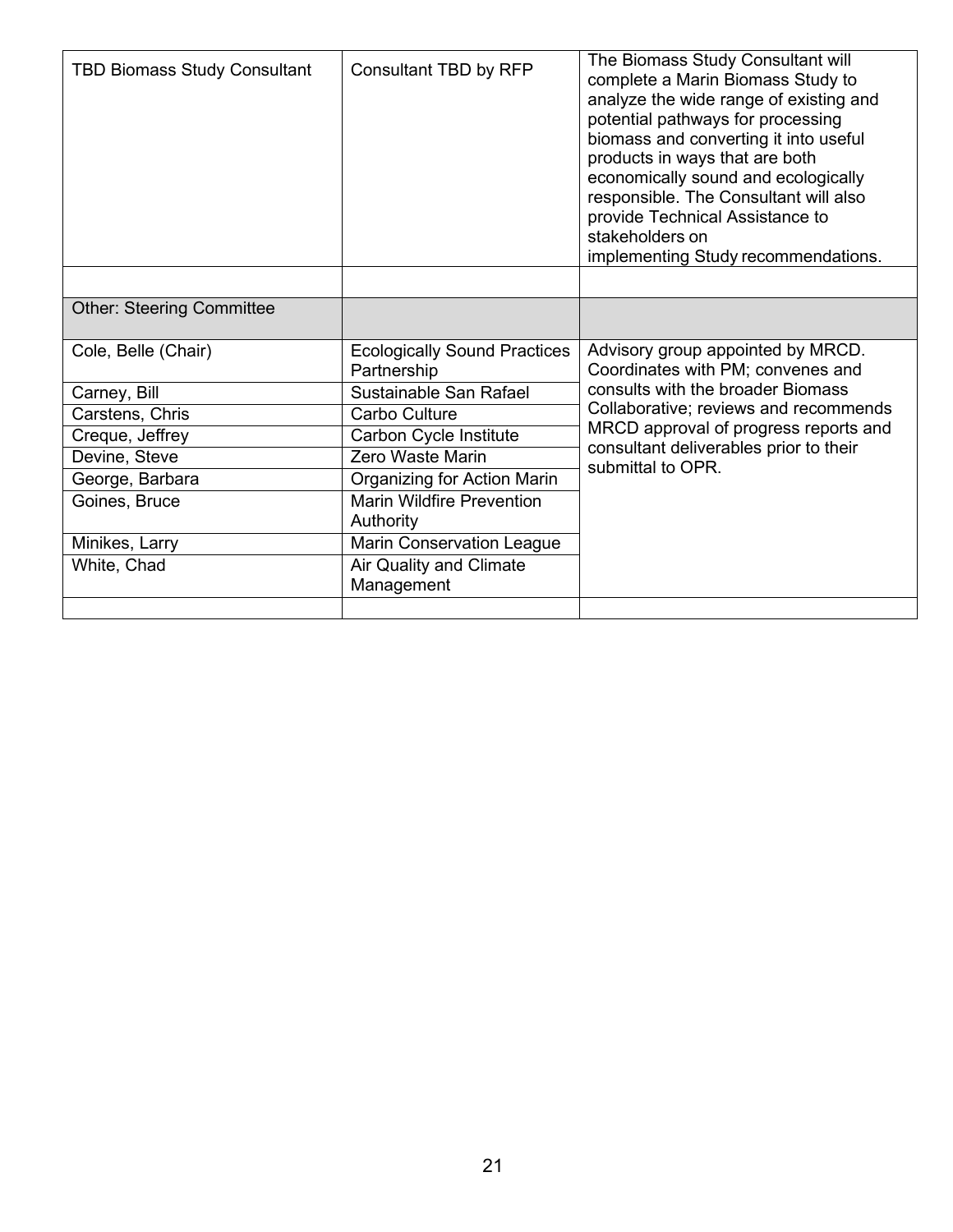| | | |
|---|---|---|
| TBD Biomass Study Consultant | Consultant TBD by RFP | The Biomass Study Consultant will complete a Marin Biomass Study to analyze the wide range of existing and potential pathways for processing biomass and converting it into useful products in ways that are both economically sound and ecologically responsible. The Consultant will also provide Technical Assistance to stakeholders on implementing Study recommendations. |
| | | |
| Other: Steering Committee | | |
| Cole, Belle (Chair) | Ecologically Sound Practices Partnership | Advisory group appointed by MRCD. Coordinates with PM; convenes and consults with the broader Biomass Collaborative; reviews and recommends MRCD approval of progress reports and consultant deliverables prior to their submittal to OPR. |
| Carney, Bill | Sustainable San Rafael | |
| Carstens, Chris | Carbo Culture | |
| Creque, Jeffrey | Carbon Cycle Institute | |
| Devine, Steve | Zero Waste Marin | |
| George, Barbara | Organizing for Action Marin | |
| Goines, Bruce | Marin Wildfire Prevention Authority | |
| Minikes, Larry | Marin Conservation League | |
| White, Chad | Air Quality and Climate Management | |
| | | |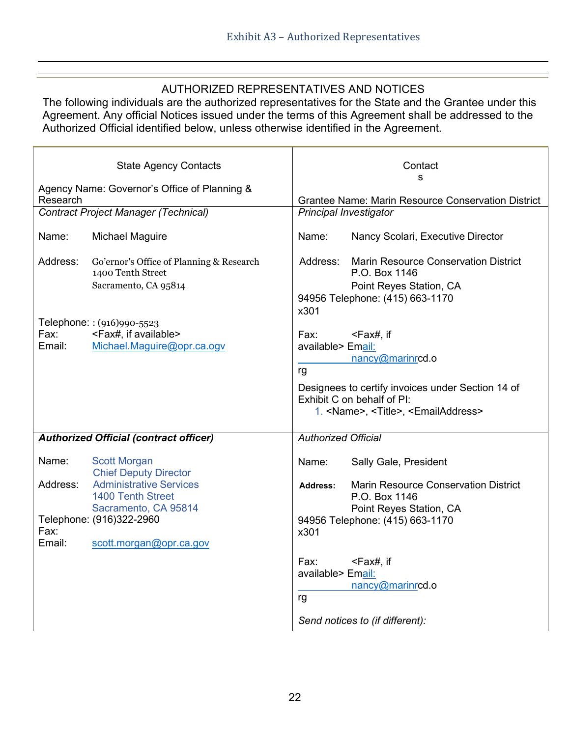Exhibit A3 – Authorized Representatives

## AUTHORIZED REPRESENTATIVES AND NOTICES

The following individuals are the authorized representatives for the State and the Grantee under this Agreement. Any official Notices issued under the terms of this Agreement shall be addressed to the Authorized Official identified below, unless otherwise identified in the Agreement.

| State Agency Contacts<br><br>Agency Name: Governor's Office of Planning & Research | Contacts<br><br>Grantee Name: Marin Resource Conservation District |
|---|---|
| *Contract Project Manager (Technical)*<br><br>Name: Michael Maguire<br><br>Address: Go'ernor's Office of Planning & Research<br>1400 Tenth Street<br>Sacramento, CA 95814<br><br>Telephone: : (916)990-5523<br>Fax: <Fax#, if available><br>Email: Michael.Maguire@opr.ca.ogv | *Principal Investigator*<br><br>Name: Nancy Scolari, Executive Director<br><br>Address: Marin Resource Conservation District<br>P.O. Box 1146<br>Point Reyes Station, CA<br>94956 Telephone: (415) 663-1170<br>x301<br><br>Fax: <Fax#, if available> Email: nancy@marinrcd.org<br><br>Designees to certify invoices under Section 14 of Exhibit C on behalf of PI:<br>1. <Name>, <Title>, <EmailAddress> |
| ***Authorized Official (contract officer)***<br><br>Name: Scott Morgan<br>Chief Deputy Director<br>Address: Administrative Services<br>1400 Tenth Street<br>Sacramento, CA 95814<br>Telephone: (916)322-2960<br>Fax:<br>Email: scott.morgan@opr.ca.gov | *Authorized Official*<br><br>Name: Sally Gale, President<br><br>Address: Marin Resource Conservation District<br>P.O. Box 1146<br>Point Reyes Station, CA<br>94956 Telephone: (415) 663-1170<br>x301<br><br>Fax: <Fax#, if available> Email: nancy@marinrcd.org<br><br>*Send notices to (if different):* |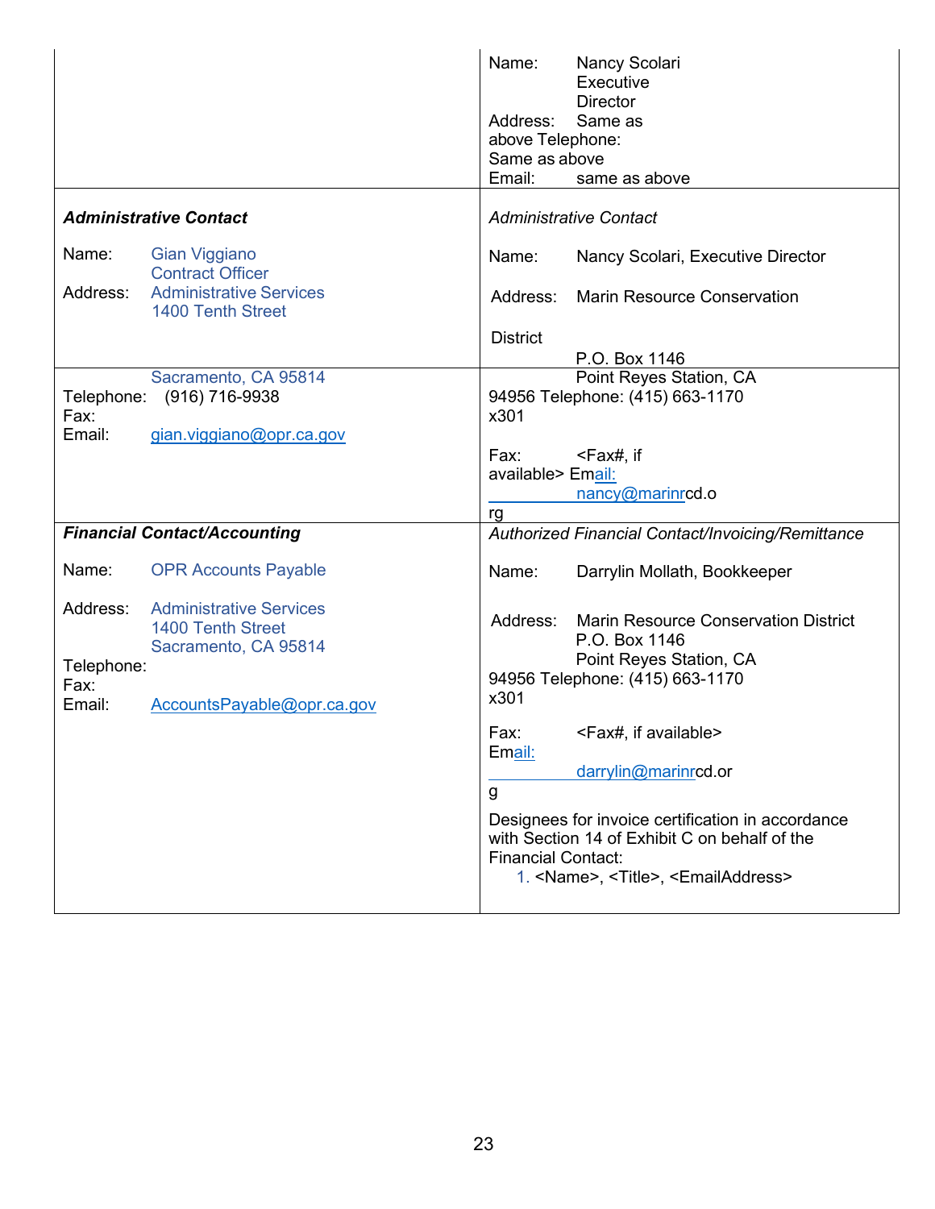| | |
|---|---|
| | Name: Nancy Scolari Executive Director<br>Address: Same as above Telephone: Same as above<br>Email: same as above |
| ***Administrative Contact***<br><br>Name: Gian Viggiano<br>Contract Officer<br>Address: Administrative Services<br>1400 Tenth Street<br>Sacramento, CA 95814<br>Telephone: (916) 716-9938<br>Fax:<br>Email: gian.viggiano@opr.ca.gov | *Administrative Contact*<br><br>Name: Nancy Scolari, Executive Director<br><br>Address: Marin Resource Conservation District<br>P.O. Box 1146<br>Point Reyes Station, CA 94956 Telephone: (415) 663-1170 x301<br><br>Fax: <Fax#, if available> Email: nancy@marinrcd.org |
| ***Financial Contact/Accounting***<br><br>Name: OPR Accounts Payable<br><br>Address: Administrative Services<br>1400 Tenth Street<br>Sacramento, CA 95814<br>Telephone:<br>Fax:<br>Email: AccountsPayable@opr.ca.gov | *Authorized Financial Contact/Invoicing/Remittance*<br><br>Name: Darrylin Mollath, Bookkeeper<br><br>Address: Marin Resource Conservation District<br>P.O. Box 1146<br>Point Reyes Station, CA 94956 Telephone: (415) 663-1170 x301<br><br>Fax: <Fax#, if available><br>Email: darrylin@marinrcd.org<br><br>Designees for invoice certification in accordance with Section 14 of Exhibit C on behalf of the Financial Contact:<br>1. <Name>, <Title>, <EmailAddress> |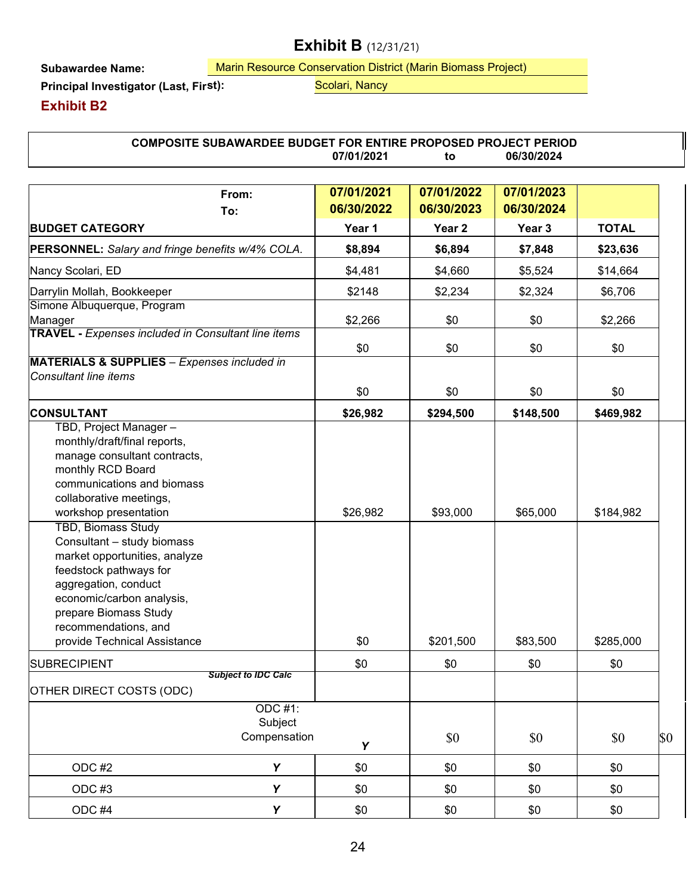# Exhibit B (12/31/21)

**Subawardee Name:** Marin Resource Conservation District (Marin Biomass Project)

**Principal Investigator (Last, First):** Scolari, Nancy

## Exhibit B2

**COMPOSITE SUBAWARDEE BUDGET FOR ENTIRE PROPOSED PROJECT PERIOD**
**07/01/2021 to 06/30/2024**

| From: To: | 07/01/2021 06/30/2022 | 07/01/2022 06/30/2023 | 07/01/2023 06/30/2024 | |
|---|---|---|---|---|
| **BUDGET CATEGORY** | **Year 1** | **Year 2** | **Year 3** | **TOTAL** |
| **PERSONNEL:** *Salary and fringe benefits w/4% COLA.* | **$8,894** | **$6,894** | **$7,848** | **$23,636** |
| Nancy Scolari, ED | $4,481 | $4,660 | $5,524 | $14,664 |
| Darrylin Mollah, Bookkeeper | $2148 | $2,234 | $2,324 | $6,706 |
| Simone Albuquerque, Program Manager | $2,266 | $0 | $0 | $2,266 |
| **TRAVEL -** *Expenses included in Consultant line items* | $0 | $0 | $0 | $0 |
| **MATERIALS & SUPPLIES** – *Expenses included in Consultant line items* | $0 | $0 | $0 | $0 |
| **CONSULTANT** | **$26,982** | **$294,500** | **$148,500** | **$469,982** |
| TBD, Project Manager – monthly/draft/final reports, manage consultant contracts, monthly RCD Board communications and biomass collaborative meetings, workshop presentation | $26,982 | $93,000 | $65,000 | $184,982 |
| TBD, Biomass Study Consultant – study biomass market opportunities, analyze feedstock pathways for aggregation, conduct economic/carbon analysis, prepare Biomass Study recommendations, and provide Technical Assistance | $0 | $201,500 | $83,500 | $285,000 |
| SUBRECIPIENT | $0 | $0 | $0 | $0 |
| OTHER DIRECT COSTS (ODC) ***Subject to IDC Calc*** | | | | |
| ODC #1: Subject Compensation ***Y*** | | $0 | $0 | $0 |
| ODC #2 ***Y*** | $0 | $0 | $0 | $0 |
| ODC #3 ***Y*** | $0 | $0 | $0 | $0 |
| ODC #4 ***Y*** | $0 | $0 | $0 | $0 |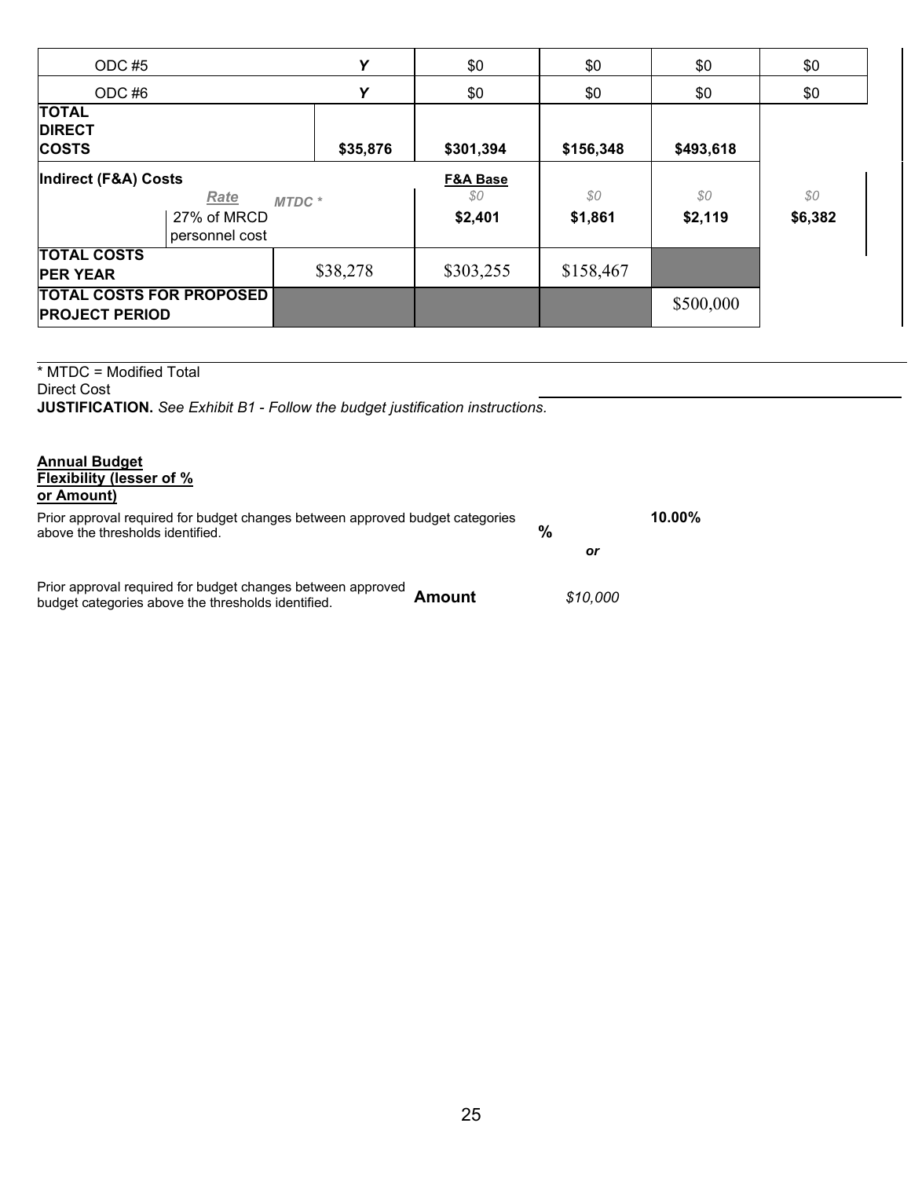| | | | | | | |
|---|---|---|---|---|---|---|
| ODC #5 | | *Y* | $0 | $0 | $0 | $0 |
| ODC #6 | | *Y* | $0 | $0 | $0 | $0 |
| **TOTAL DIRECT COSTS** | | **$35,876** | **$301,394** | **$156,348** | **$493,618** | |
| **Indirect (F&A) Costs** | | | **F&A Base** | | | |
| | ***Rate*** | ***MTDC \**** | *$0* | *$0* | *$0* | *$0* |
| | 27% of MRCD personnel cost | | **$2,401** | **$1,861** | **$2,119** | **$6,382** |
| **TOTAL COSTS PER YEAR** | | $38,278 | $303,255 | $158,467 | | |
| **TOTAL COSTS FOR PROPOSED PROJECT PERIOD** | | | | | $500,000 | |

\* MTDC = Modified Total Direct Cost

**JUSTIFICATION.** *See Exhibit B1 - Follow the budget justification instructions.*

**Annual Budget Flexibility (lesser of % or Amount)**

Prior approval required for budget changes between approved budget categories above the thresholds identified. **%** **10.00%**

***or***

Prior approval required for budget changes between approved budget categories above the thresholds identified. **Amount** *$10,000*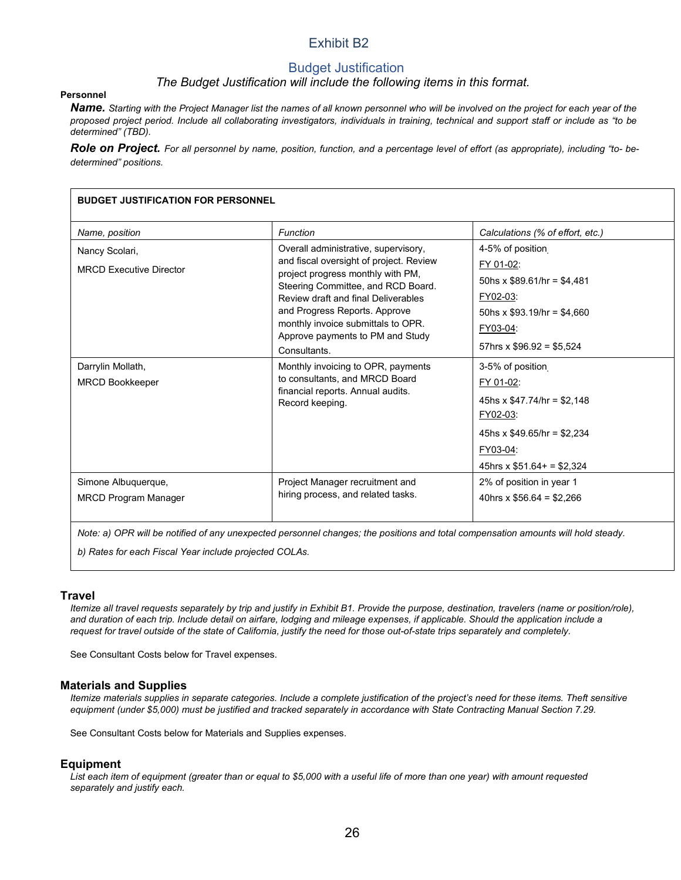# Exhibit B2

## Budget Justification

*The Budget Justification will include the following items in this format.*

**Personnel**

***Name.*** *Starting with the Project Manager list the names of all known personnel who will be involved on the project for each year of the proposed project period. Include all collaborating investigators, individuals in training, technical and support staff or include as "to be determined" (TBD).*

***Role on Project.*** *For all personnel by name, position, function, and a percentage level of effort (as appropriate), including "to- be-determined" positions.*

| **BUDGET JUSTIFICATION FOR PERSONNEL** | | |
|---|---|---|
| *Name, position* | *Function* | *Calculations (% of effort, etc.)* |
| Nancy Scolari,<br>MRCD Executive Director | Overall administrative, supervisory, and fiscal oversight of project. Review project progress monthly with PM, Steering Committee, and RCD Board. Review draft and final Deliverables and Progress Reports. Approve monthly invoice submittals to OPR. Approve payments to PM and Study Consultants. | 4-5% of position<br>FY 01-02:<br>50hs x $89.61/hr = $4,481<br>FY02-03:<br>50hs x $93.19/hr = $4,660<br>FY03-04:<br>57hrs x $96.92 = $5,524 |
| Darrylin Mollath,<br>MRCD Bookkeeper | Monthly invoicing to OPR, payments to consultants, and MRCD Board financial reports. Annual audits. Record keeping. | 3-5% of position<br>FY 01-02:<br>45hs x $47.74/hr = $2,148<br>FY02-03:<br>45hs x $49.65/hr = $2,234<br>FY03-04:<br>45hrs x $51.64+ = $2,324 |
| Simone Albuquerque,<br>MRCD Program Manager | Project Manager recruitment and hiring process, and related tasks. | 2% of position in year 1<br>40hrs x $56.64 = $2,266 |
| *Note: a) OPR will be notified of any unexpected personnel changes; the positions and total compensation amounts will hold steady.*<br>*b) Rates for each Fiscal Year include projected COLAs.* | | |

### Travel

*Itemize all travel requests separately by trip and justify in Exhibit B1. Provide the purpose, destination, travelers (name or position/role), and duration of each trip. Include detail on airfare, lodging and mileage expenses, if applicable. Should the application include a request for travel outside of the state of California, justify the need for those out-of-state trips separately and completely.*

See Consultant Costs below for Travel expenses.

### Materials and Supplies

*Itemize materials supplies in separate categories. Include a complete justification of the project's need for these items. Theft sensitive equipment (under $5,000) must be justified and tracked separately in accordance with State Contracting Manual Section 7.29.*

See Consultant Costs below for Materials and Supplies expenses.

### Equipment

*List each item of equipment (greater than or equal to $5,000 with a useful life of more than one year) with amount requested separately and justify each.*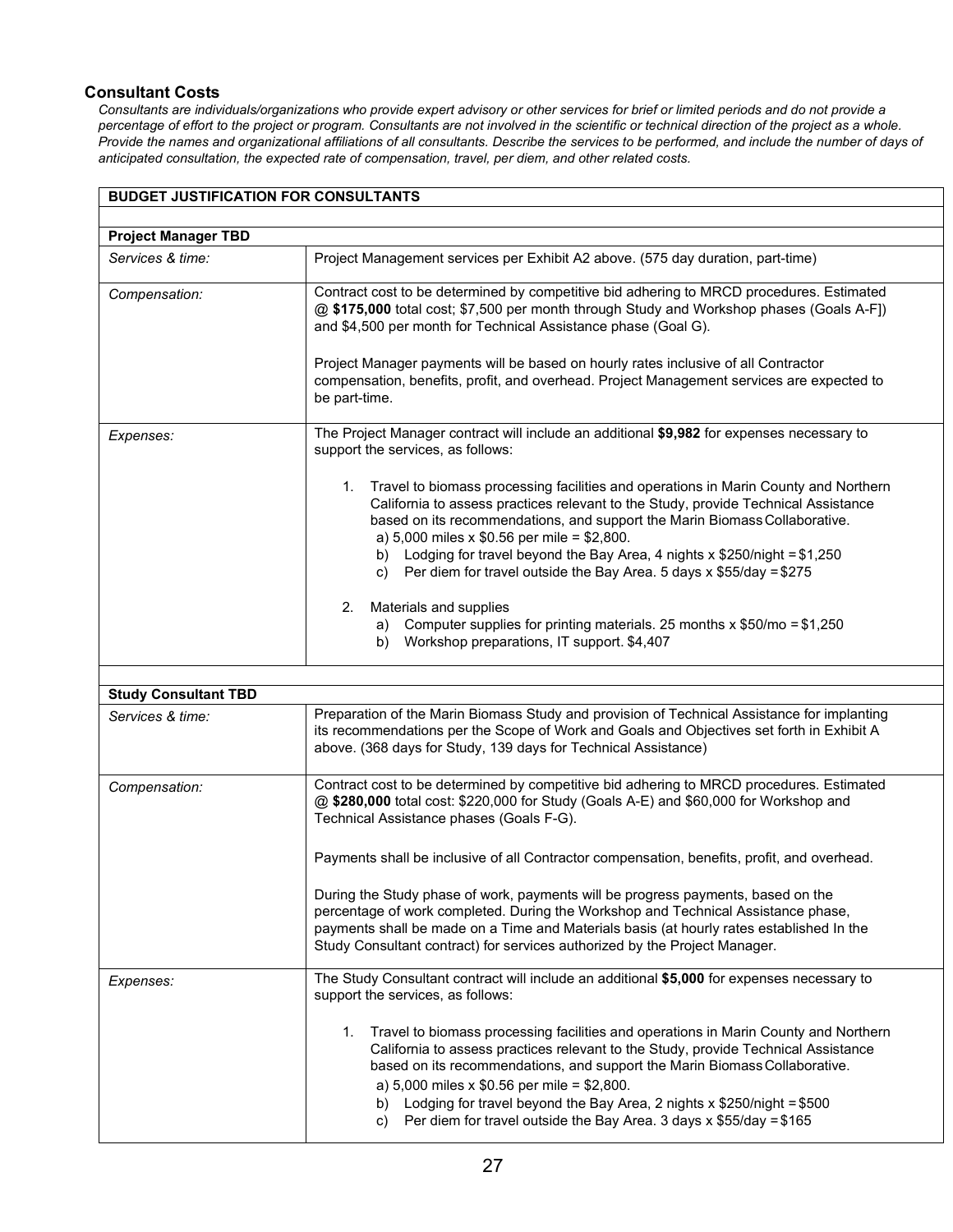### Consultant Costs

*Consultants are individuals/organizations who provide expert advisory or other services for brief or limited periods and do not provide a percentage of effort to the project or program. Consultants are not involved in the scientific or technical direction of the project as a whole. Provide the names and organizational affiliations of all consultants. Describe the services to be performed, and include the number of days of anticipated consultation, the expected rate of compensation, travel, per diem, and other related costs.*

| **BUDGET JUSTIFICATION FOR CONSULTANTS** | |
|---|---|
| | |
| **Project Manager TBD** | |
| *Services & time:* | Project Management services per Exhibit A2 above. (575 day duration, part-time) |
| *Compensation:* | Contract cost to be determined by competitive bid adhering to MRCD procedures. Estimated @ **$175,000** total cost; $7,500 per month through Study and Workshop phases (Goals A-F]) and $4,500 per month for Technical Assistance phase (Goal G).<br><br>Project Manager payments will be based on hourly rates inclusive of all Contractor compensation, benefits, profit, and overhead. Project Management services are expected to be part-time. |
| *Expenses:* | The Project Manager contract will include an additional **$9,982** for expenses necessary to support the services, as follows:<br><br>1. Travel to biomass processing facilities and operations in Marin County and Northern California to assess practices relevant to the Study, provide Technical Assistance based on its recommendations, and support the Marin Biomass Collaborative.<br>a) 5,000 miles x $0.56 per mile = $2,800.<br>b) Lodging for travel beyond the Bay Area, 4 nights x $250/night = $1,250<br>c) Per diem for travel outside the Bay Area. 5 days x $55/day = $275<br><br>2. Materials and supplies<br>a) Computer supplies for printing materials. 25 months x $50/mo = $1,250<br>b) Workshop preparations, IT support. $4,407 |
| | |
| **Study Consultant TBD** | |
| *Services & time:* | Preparation of the Marin Biomass Study and provision of Technical Assistance for implanting its recommendations per the Scope of Work and Goals and Objectives set forth in Exhibit A above. (368 days for Study, 139 days for Technical Assistance) |
| *Compensation:* | Contract cost to be determined by competitive bid adhering to MRCD procedures. Estimated @ **$280,000** total cost: $220,000 for Study (Goals A-E) and $60,000 for Workshop and Technical Assistance phases (Goals F-G).<br><br>Payments shall be inclusive of all Contractor compensation, benefits, profit, and overhead.<br><br>During the Study phase of work, payments will be progress payments, based on the percentage of work completed. During the Workshop and Technical Assistance phase, payments shall be made on a Time and Materials basis (at hourly rates established In the Study Consultant contract) for services authorized by the Project Manager. |
| *Expenses:* | The Study Consultant contract will include an additional **$5,000** for expenses necessary to support the services, as follows:<br><br>1. Travel to biomass processing facilities and operations in Marin County and Northern California to assess practices relevant to the Study, provide Technical Assistance based on its recommendations, and support the Marin Biomass Collaborative.<br>a) 5,000 miles x $0.56 per mile = $2,800.<br>b) Lodging for travel beyond the Bay Area, 2 nights x $250/night = $500<br>c) Per diem for travel outside the Bay Area. 3 days x $55/day = $165 |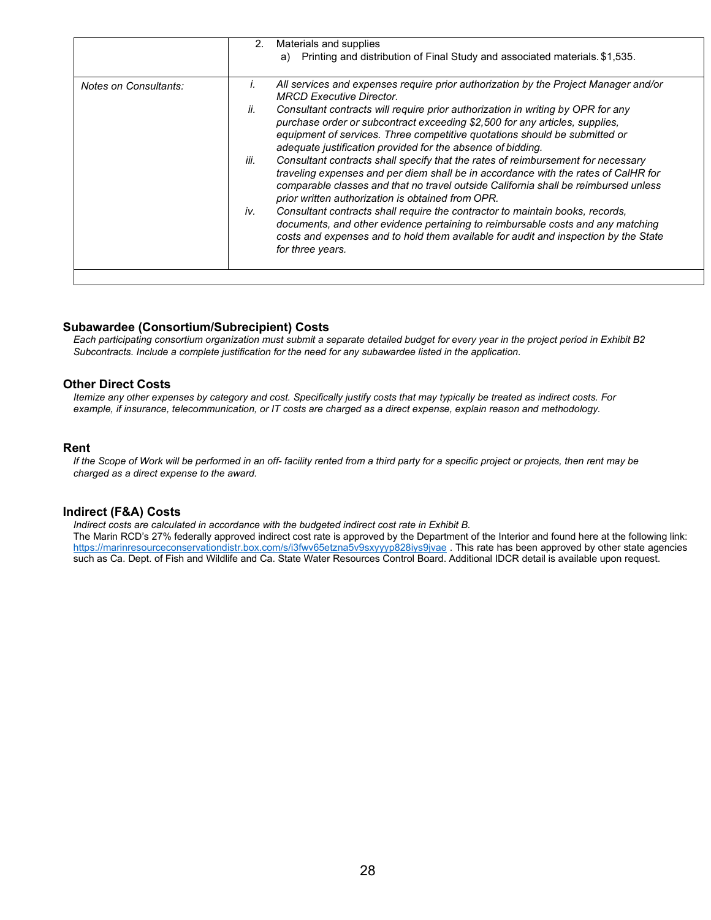|  |  |
|---|---|
|  | 2. Materials and supplies<br>a) Printing and distribution of Final Study and associated materials. $1,535. |
| *Notes on Consultants:* | *i. All services and expenses require prior authorization by the Project Manager and/or MRCD Executive Director.*<br>*ii. Consultant contracts will require prior authorization in writing by OPR for any purchase order or subcontract exceeding $2,500 for any articles, supplies, equipment of services. Three competitive quotations should be submitted or adequate justification provided for the absence of bidding.*<br>*iii. Consultant contracts shall specify that the rates of reimbursement for necessary traveling expenses and per diem shall be in accordance with the rates of CalHR for comparable classes and that no travel outside California shall be reimbursed unless prior written authorization is obtained from OPR.*<br>*iv. Consultant contracts shall require the contractor to maintain books, records, documents, and other evidence pertaining to reimbursable costs and any matching costs and expenses and to hold them available for audit and inspection by the State for three years.* |
|  |  |

### Subawardee (Consortium/Subrecipient) Costs

*Each participating consortium organization must submit a separate detailed budget for every year in the project period in Exhibit B2 Subcontracts. Include a complete justification for the need for any subawardee listed in the application.*

### Other Direct Costs

*Itemize any other expenses by category and cost. Specifically justify costs that may typically be treated as indirect costs. For example, if insurance, telecommunication, or IT costs are charged as a direct expense, explain reason and methodology.*

### Rent

*If the Scope of Work will be performed in an off- facility rented from a third party for a specific project or projects, then rent may be charged as a direct expense to the award.*

### Indirect (F&A) Costs

*Indirect costs are calculated in accordance with the budgeted indirect cost rate in Exhibit B.*

The Marin RCD's 27% federally approved indirect cost rate is approved by the Department of the Interior and found here at the following link: https://marinresourceconservationdistr.box.com/s/i3fwv65etzna5v9sxyyyp828iys9jvae . This rate has been approved by other state agencies such as Ca. Dept. of Fish and Wildlife and Ca. State Water Resources Control Board. Additional IDCR detail is available upon request.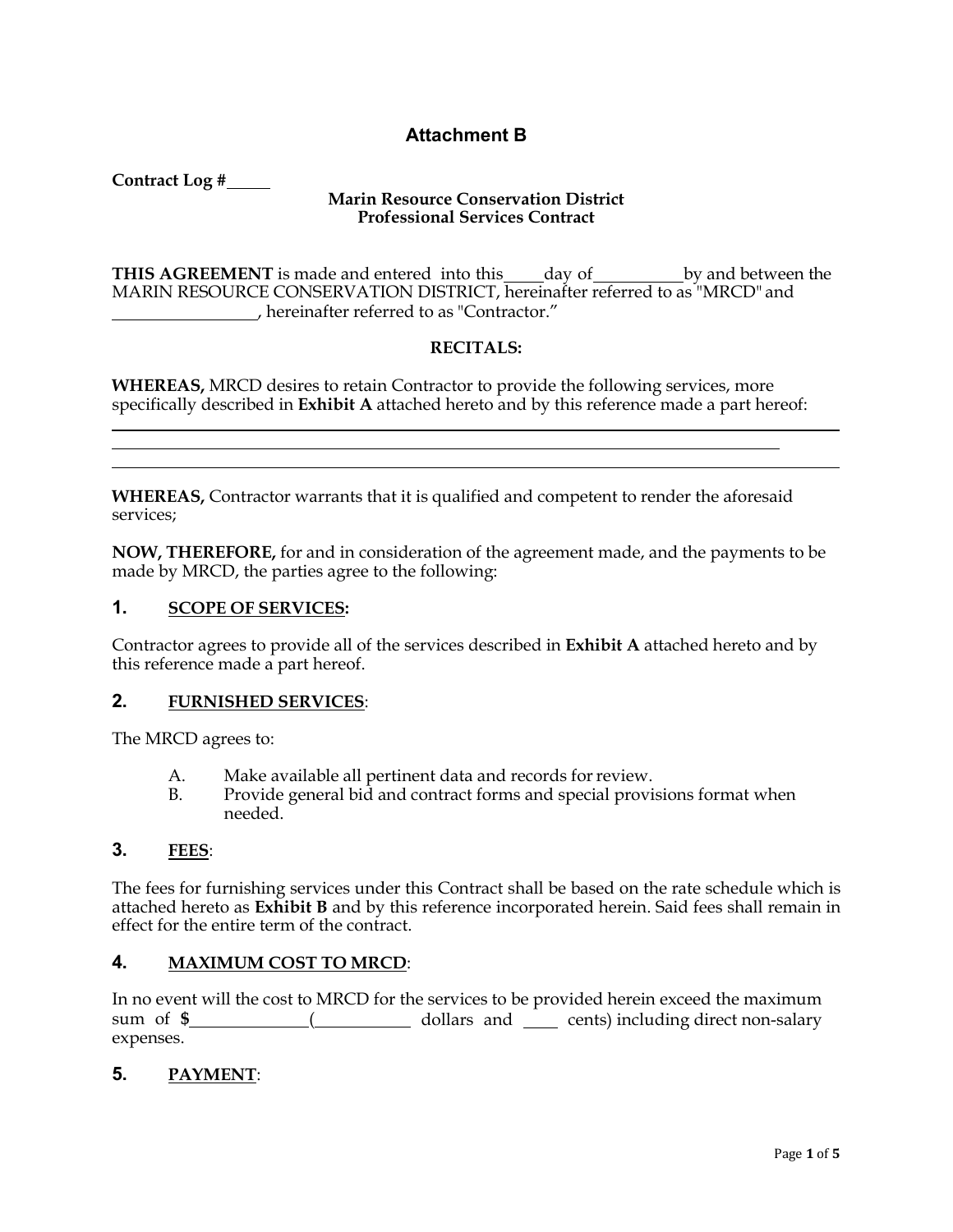# Attachment B

**Contract Log #\_\_\_\_\_**

**Marin Resource Conservation District**
**Professional Services Contract**

**THIS AGREEMENT** is made and entered into this\_\_\_\_\_day of\_\_\_\_\_\_\_\_\_\_\_by and between the MARIN RESOURCE CONSERVATION DISTRICT, hereinafter referred to as "MRCD" and \_\_\_\_\_\_\_\_\_\_\_\_\_\_\_\_\_\_, hereinafter referred to as "Contractor."

**RECITALS:**

**WHEREAS,** MRCD desires to retain Contractor to provide the following services, more specifically described in **Exhibit A** attached hereto and by this reference made a part hereof:

\_\_\_\_\_\_\_\_\_\_\_\_\_\_\_\_\_\_\_\_\_\_\_\_\_\_\_\_\_\_\_\_\_\_\_\_\_\_\_\_\_\_\_\_\_\_\_\_\_\_\_\_\_\_\_\_\_\_\_\_\_\_\_\_\_\_\_\_\_\_\_\_\_\_\_\_\_\_

\_\_\_\_\_\_\_\_\_\_\_\_\_\_\_\_\_\_\_\_\_\_\_\_\_\_\_\_\_\_\_\_\_\_\_\_\_\_\_\_\_\_\_\_\_\_\_\_\_\_\_\_\_\_\_\_\_\_\_\_\_\_\_\_\_\_\_\_\_\_\_\_\_\_

\_\_\_\_\_\_\_\_\_\_\_\_\_\_\_\_\_\_\_\_\_\_\_\_\_\_\_\_\_\_\_\_\_\_\_\_\_\_\_\_\_\_\_\_\_\_\_\_\_\_\_\_\_\_\_\_\_\_\_\_\_\_\_\_\_\_\_\_\_\_\_\_\_\_\_\_\_\_

**WHEREAS,** Contractor warrants that it is qualified and competent to render the aforesaid services;

**NOW, THEREFORE,** for and in consideration of the agreement made, and the payments to be made by MRCD, the parties agree to the following:

## 1. SCOPE OF SERVICES:

Contractor agrees to provide all of the services described in **Exhibit A** attached hereto and by this reference made a part hereof.

## 2. FURNISHED SERVICES:

The MRCD agrees to:

A. Make available all pertinent data and records for review.
B. Provide general bid and contract forms and special provisions format when needed.

## 3. FEES:

The fees for furnishing services under this Contract shall be based on the rate schedule which is attached hereto as **Exhibit B** and by this reference incorporated herein. Said fees shall remain in effect for the entire term of the contract.

## 4. MAXIMUM COST TO MRCD:

In no event will the cost to MRCD for the services to be provided herein exceed the maximum sum of **$**\_\_\_\_\_\_\_\_\_\_\_\_\_\_(\_\_\_\_\_\_\_\_\_\_\_\_ dollars and \_\_\_\_ cents) including direct non-salary expenses.

## 5. PAYMENT: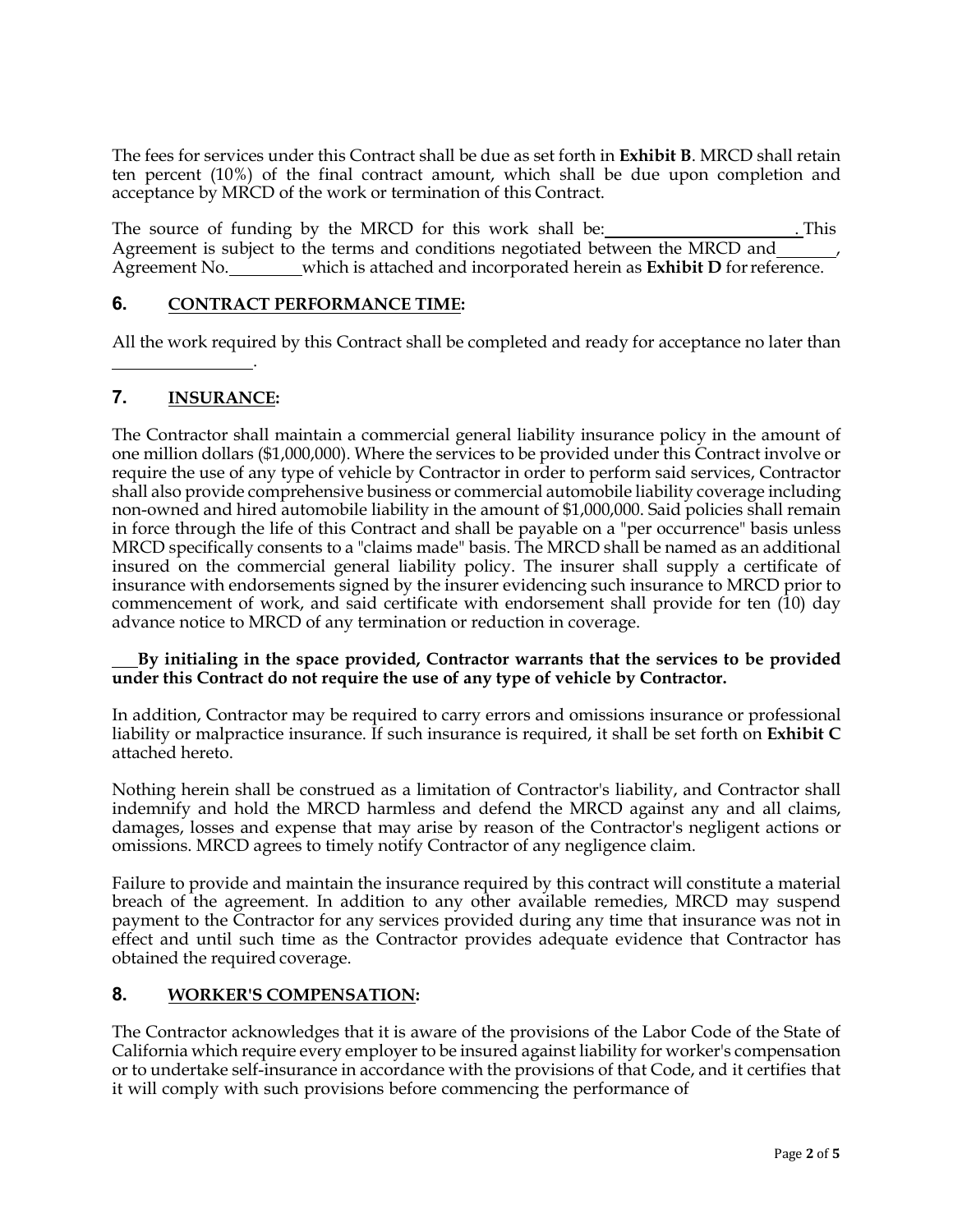The fees for services under this Contract shall be due as set forth in **Exhibit B**. MRCD shall retain ten percent (10%) of the final contract amount, which shall be due upon completion and acceptance by MRCD of the work or termination of this Contract.

The source of funding by the MRCD for this work shall be: ______________________. This Agreement is subject to the terms and conditions negotiated between the MRCD and _______, Agreement No. _________ which is attached and incorporated herein as **Exhibit D** for reference.

## 6. CONTRACT PERFORMANCE TIME:

All the work required by this Contract shall be completed and ready for acceptance no later than ________________.

## 7. INSURANCE:

The Contractor shall maintain a commercial general liability insurance policy in the amount of one million dollars ($1,000,000). Where the services to be provided under this Contract involve or require the use of any type of vehicle by Contractor in order to perform said services, Contractor shall also provide comprehensive business or commercial automobile liability coverage including non-owned and hired automobile liability in the amount of $1,000,000. Said policies shall remain in force through the life of this Contract and shall be payable on a "per occurrence" basis unless MRCD specifically consents to a "claims made" basis. The MRCD shall be named as an additional insured on the commercial general liability policy. The insurer shall supply a certificate of insurance with endorsements signed by the insurer evidencing such insurance to MRCD prior to commencement of work, and said certificate with endorsement shall provide for ten (10) day advance notice to MRCD of any termination or reduction in coverage.

___ **By initialing in the space provided, Contractor warrants that the services to be provided under this Contract do not require the use of any type of vehicle by Contractor.**

In addition, Contractor may be required to carry errors and omissions insurance or professional liability or malpractice insurance. If such insurance is required, it shall be set forth on **Exhibit C** attached hereto.

Nothing herein shall be construed as a limitation of Contractor's liability, and Contractor shall indemnify and hold the MRCD harmless and defend the MRCD against any and all claims, damages, losses and expense that may arise by reason of the Contractor's negligent actions or omissions. MRCD agrees to timely notify Contractor of any negligence claim.

Failure to provide and maintain the insurance required by this contract will constitute a material breach of the agreement. In addition to any other available remedies, MRCD may suspend payment to the Contractor for any services provided during any time that insurance was not in effect and until such time as the Contractor provides adequate evidence that Contractor has obtained the required coverage.

## 8. WORKER'S COMPENSATION:

The Contractor acknowledges that it is aware of the provisions of the Labor Code of the State of California which require every employer to be insured against liability for worker's compensation or to undertake self-insurance in accordance with the provisions of that Code, and it certifies that it will comply with such provisions before commencing the performance of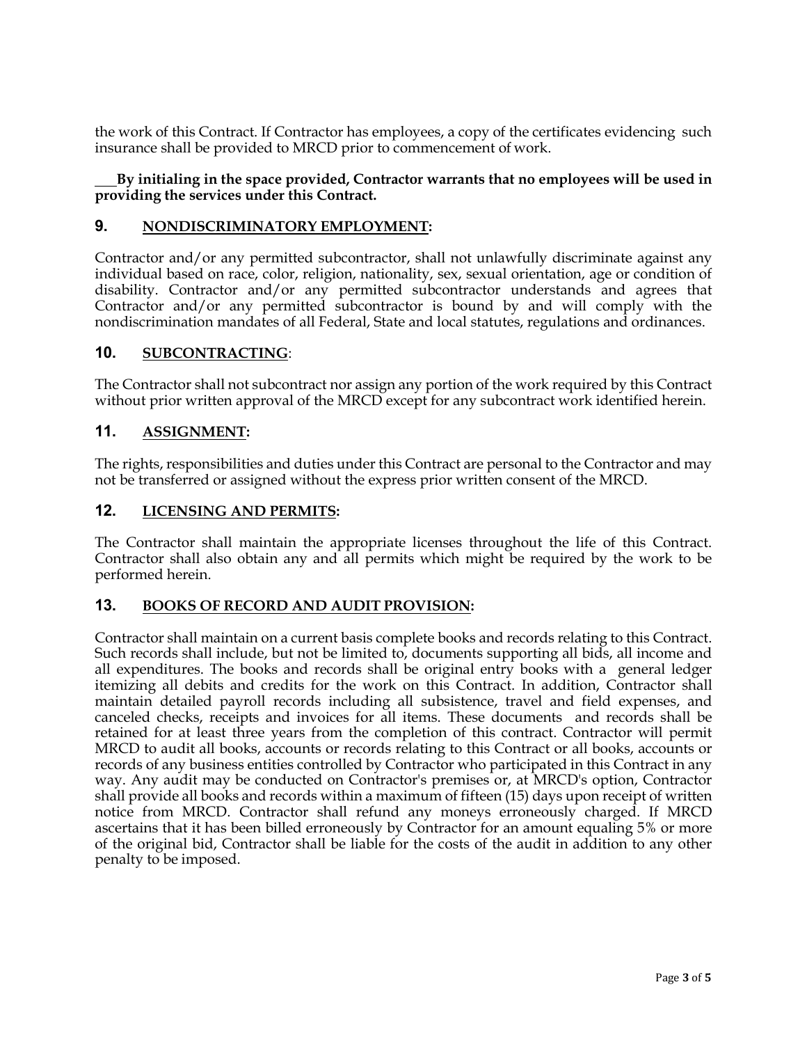the work of this Contract. If Contractor has employees, a copy of the certificates evidencing such insurance shall be provided to MRCD prior to commencement of work.

___**By initialing in the space provided, Contractor warrants that no employees will be used in providing the services under this Contract.**

## 9. NONDISCRIMINATORY EMPLOYMENT:

Contractor and/or any permitted subcontractor, shall not unlawfully discriminate against any individual based on race, color, religion, nationality, sex, sexual orientation, age or condition of disability. Contractor and/or any permitted subcontractor understands and agrees that Contractor and/or any permitted subcontractor is bound by and will comply with the nondiscrimination mandates of all Federal, State and local statutes, regulations and ordinances.

## 10. SUBCONTRACTING:

The Contractor shall not subcontract nor assign any portion of the work required by this Contract without prior written approval of the MRCD except for any subcontract work identified herein.

## 11. ASSIGNMENT:

The rights, responsibilities and duties under this Contract are personal to the Contractor and may not be transferred or assigned without the express prior written consent of the MRCD.

## 12. LICENSING AND PERMITS:

The Contractor shall maintain the appropriate licenses throughout the life of this Contract. Contractor shall also obtain any and all permits which might be required by the work to be performed herein.

## 13. BOOKS OF RECORD AND AUDIT PROVISION:

Contractor shall maintain on a current basis complete books and records relating to this Contract. Such records shall include, but not be limited to, documents supporting all bids, all income and all expenditures. The books and records shall be original entry books with a general ledger itemizing all debits and credits for the work on this Contract. In addition, Contractor shall maintain detailed payroll records including all subsistence, travel and field expenses, and canceled checks, receipts and invoices for all items. These documents and records shall be retained for at least three years from the completion of this contract. Contractor will permit MRCD to audit all books, accounts or records relating to this Contract or all books, accounts or records of any business entities controlled by Contractor who participated in this Contract in any way. Any audit may be conducted on Contractor's premises or, at MRCD's option, Contractor shall provide all books and records within a maximum of fifteen (15) days upon receipt of written notice from MRCD. Contractor shall refund any moneys erroneously charged. If MRCD ascertains that it has been billed erroneously by Contractor for an amount equaling 5% or more of the original bid, Contractor shall be liable for the costs of the audit in addition to any other penalty to be imposed.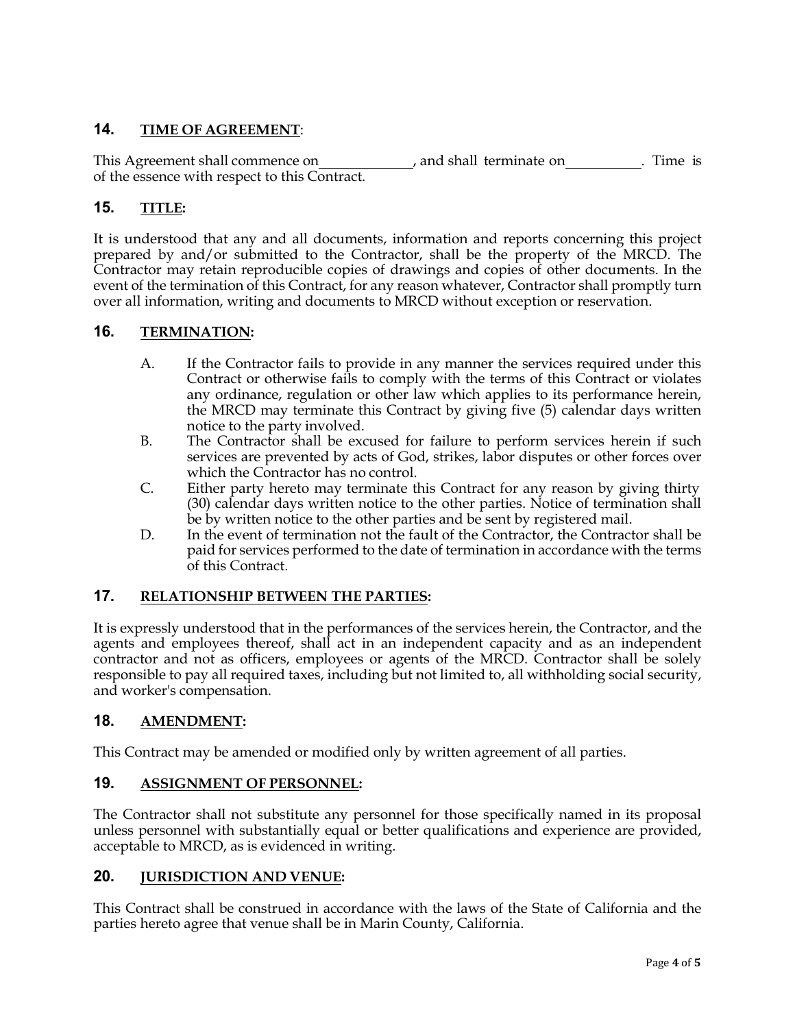## 14. TIME OF AGREEMENT:

This Agreement shall commence on\_\_\_\_\_\_\_\_\_\_\_\_\_, and shall terminate on\_\_\_\_\_\_\_\_\_\_\_. Time is of the essence with respect to this Contract.

## 15. TITLE:

It is understood that any and all documents, information and reports concerning this project prepared by and/or submitted to the Contractor, shall be the property of the MRCD. The Contractor may retain reproducible copies of drawings and copies of other documents. In the event of the termination of this Contract, for any reason whatever, Contractor shall promptly turn over all information, writing and documents to MRCD without exception or reservation.

## 16. TERMINATION:

A. If the Contractor fails to provide in any manner the services required under this Contract or otherwise fails to comply with the terms of this Contract or violates any ordinance, regulation or other law which applies to its performance herein, the MRCD may terminate this Contract by giving five (5) calendar days written notice to the party involved.

B. The Contractor shall be excused for failure to perform services herein if such services are prevented by acts of God, strikes, labor disputes or other forces over which the Contractor has no control.

C. Either party hereto may terminate this Contract for any reason by giving thirty (30) calendar days written notice to the other parties. Notice of termination shall be by written notice to the other parties and be sent by registered mail.

D. In the event of termination not the fault of the Contractor, the Contractor shall be paid for services performed to the date of termination in accordance with the terms of this Contract.

## 17. RELATIONSHIP BETWEEN THE PARTIES:

It is expressly understood that in the performances of the services herein, the Contractor, and the agents and employees thereof, shall act in an independent capacity and as an independent contractor and not as officers, employees or agents of the MRCD. Contractor shall be solely responsible to pay all required taxes, including but not limited to, all withholding social security, and worker's compensation.

## 18. AMENDMENT:

This Contract may be amended or modified only by written agreement of all parties.

## 19. ASSIGNMENT OF PERSONNEL:

The Contractor shall not substitute any personnel for those specifically named in its proposal unless personnel with substantially equal or better qualifications and experience are provided, acceptable to MRCD, as is evidenced in writing.

## 20. JURISDICTION AND VENUE:

This Contract shall be construed in accordance with the laws of the State of California and the parties hereto agree that venue shall be in Marin County, California.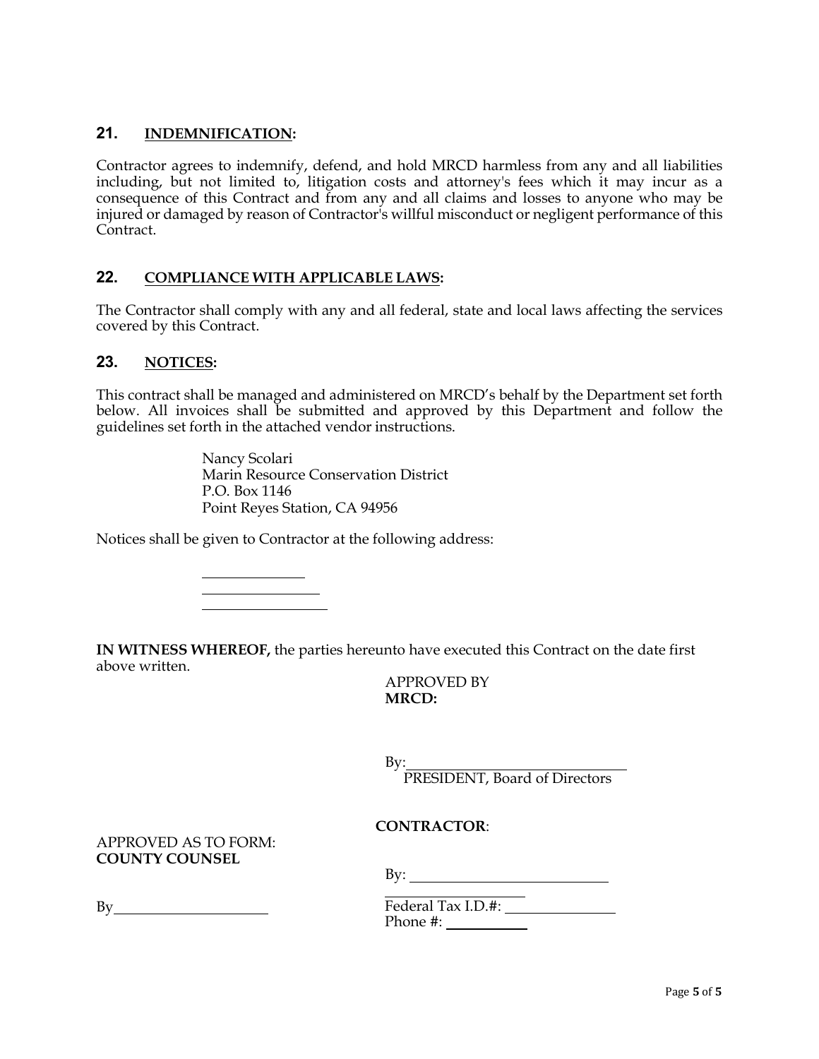## 21. INDEMNIFICATION:

Contractor agrees to indemnify, defend, and hold MRCD harmless from any and all liabilities including, but not limited to, litigation costs and attorney's fees which it may incur as a consequence of this Contract and from any and all claims and losses to anyone who may be injured or damaged by reason of Contractor's willful misconduct or negligent performance of this Contract.

## 22. COMPLIANCE WITH APPLICABLE LAWS:

The Contractor shall comply with any and all federal, state and local laws affecting the services covered by this Contract.

## 23. NOTICES:

This contract shall be managed and administered on MRCD's behalf by the Department set forth below. All invoices shall be submitted and approved by this Department and follow the guidelines set forth in the attached vendor instructions.

> Nancy Scolari
> Marin Resource Conservation District
> P.O. Box 1146
> Point Reyes Station, CA 94956

Notices shall be given to Contractor at the following address:

> \_\_\_\_\_\_\_\_\_\_\_\_\_\_
> \_\_\_\_\_\_\_\_\_\_\_\_\_\_\_\_
> \_\_\_\_\_\_\_\_\_\_\_\_\_\_\_\_\_

**IN WITNESS WHEREOF,** the parties hereunto have executed this Contract on the date first above written.

APPROVED BY
**MRCD:**

By:\_\_\_\_\_\_\_\_\_\_\_\_\_\_\_\_\_\_\_\_\_\_\_\_\_\_\_\_\_\_
PRESIDENT, Board of Directors

**CONTRACTOR**:

By: \_\_\_\_\_\_\_\_\_\_\_\_\_\_\_\_\_\_\_\_\_\_\_\_\_\_\_\_
\_\_\_\_\_\_\_\_\_\_\_\_\_\_\_\_\_\_\_\_
Federal Tax I.D.#: \_\_\_\_\_\_\_\_\_\_\_\_\_\_\_
Phone #: \_\_\_\_\_\_\_\_\_\_\_

APPROVED AS TO FORM:
**COUNTY COUNSEL**

By\_\_\_\_\_\_\_\_\_\_\_\_\_\_\_\_\_\_\_\_\_\_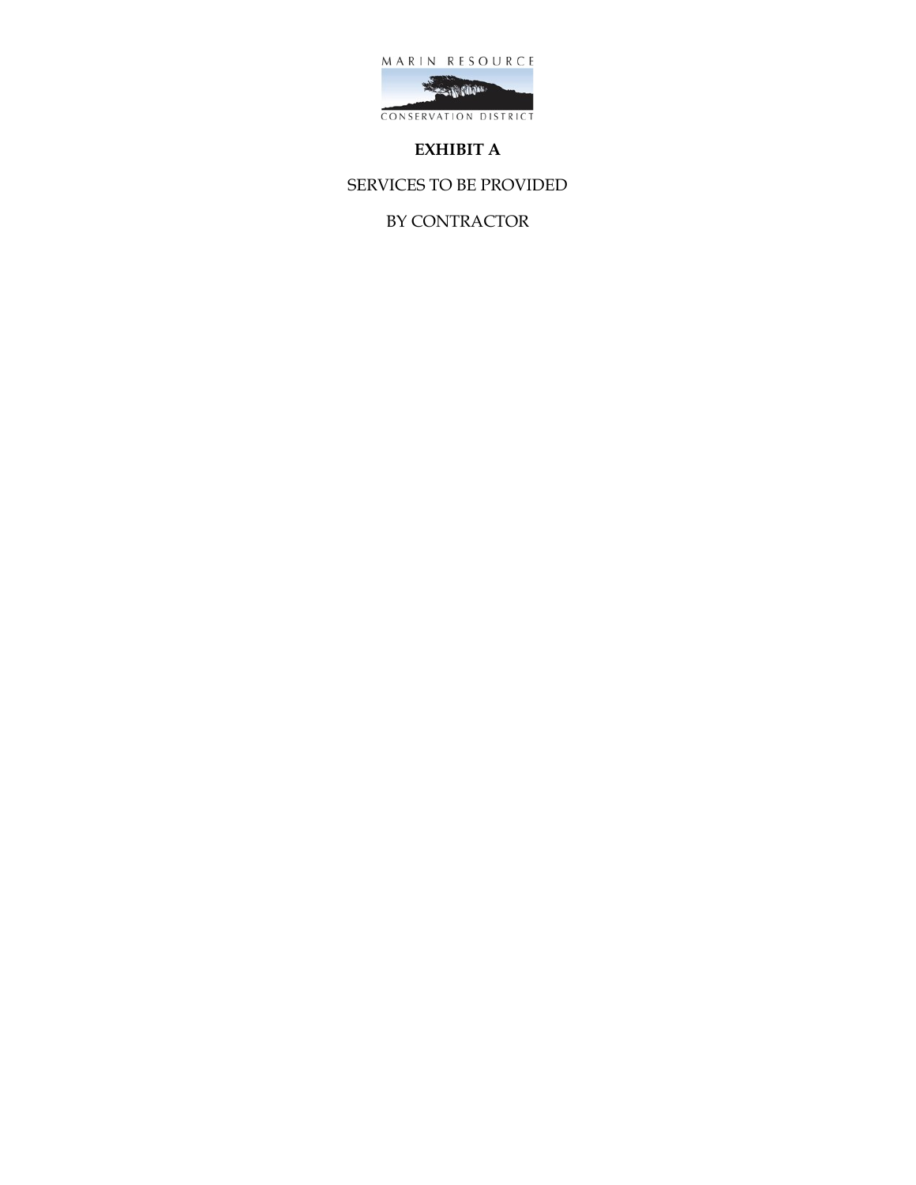MARIN RESOURCE

CONSERVATION DISTRICT

**EXHIBIT A**

SERVICES TO BE PROVIDED

BY CONTRACTOR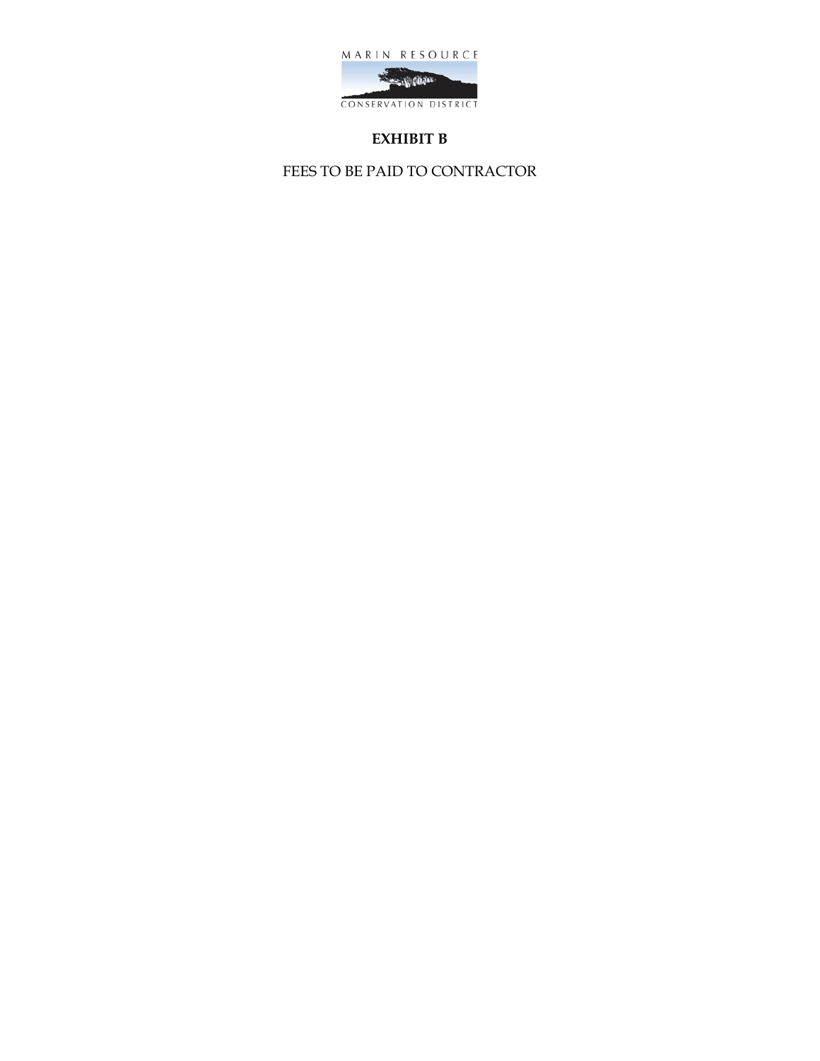MARIN RESOURCE

CONSERVATION DISTRICT

**EXHIBIT B**

FEES TO BE PAID TO CONTRACTOR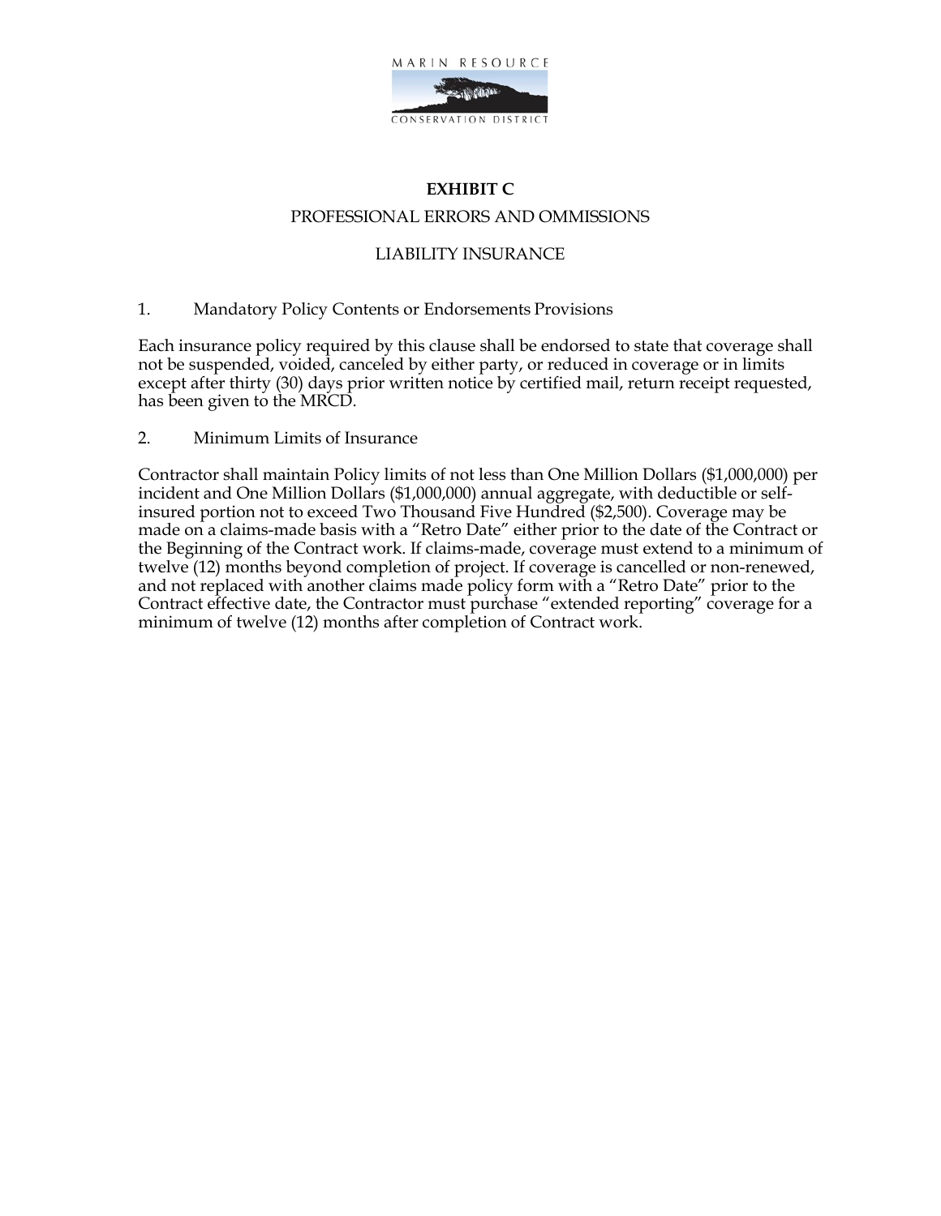MARIN RESOURCE

CONSERVATION DISTRICT

# EXHIBIT C

## PROFESSIONAL ERRORS AND OMMISSIONS

## LIABILITY INSURANCE

1. Mandatory Policy Contents or Endorsements Provisions

Each insurance policy required by this clause shall be endorsed to state that coverage shall not be suspended, voided, canceled by either party, or reduced in coverage or in limits except after thirty (30) days prior written notice by certified mail, return receipt requested, has been given to the MRCD.

2. Minimum Limits of Insurance

Contractor shall maintain Policy limits of not less than One Million Dollars ($1,000,000) per incident and One Million Dollars ($1,000,000) annual aggregate, with deductible or self-insured portion not to exceed Two Thousand Five Hundred ($2,500). Coverage may be made on a claims-made basis with a "Retro Date" either prior to the date of the Contract or the Beginning of the Contract work. If claims-made, coverage must extend to a minimum of twelve (12) months beyond completion of project. If coverage is cancelled or non-renewed, and not replaced with another claims made policy form with a "Retro Date" prior to the Contract effective date, the Contractor must purchase "extended reporting" coverage for a minimum of twelve (12) months after completion of Contract work.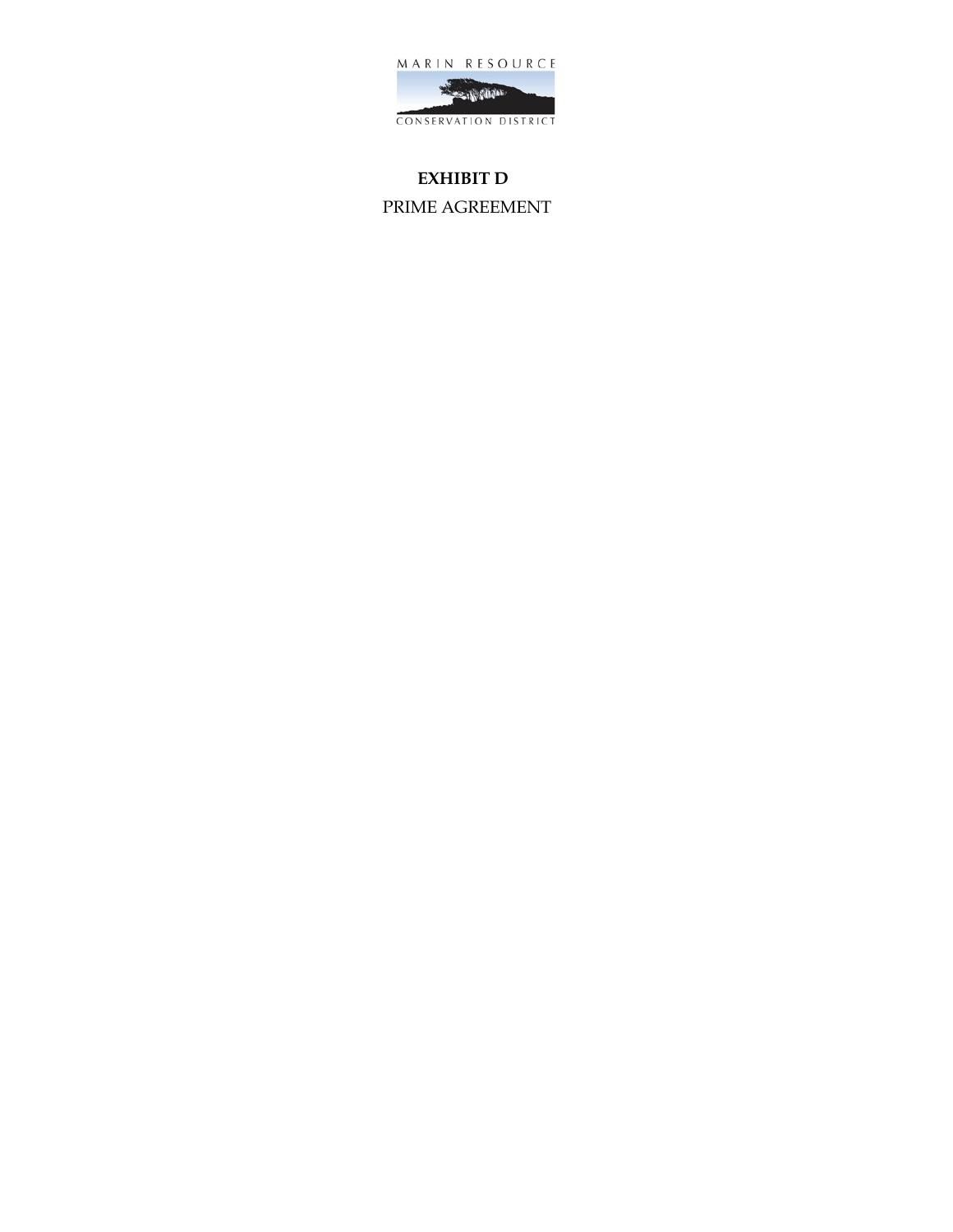MARIN RESOURCE

CONSERVATION DISTRICT

**EXHIBIT D**

PRIME AGREEMENT